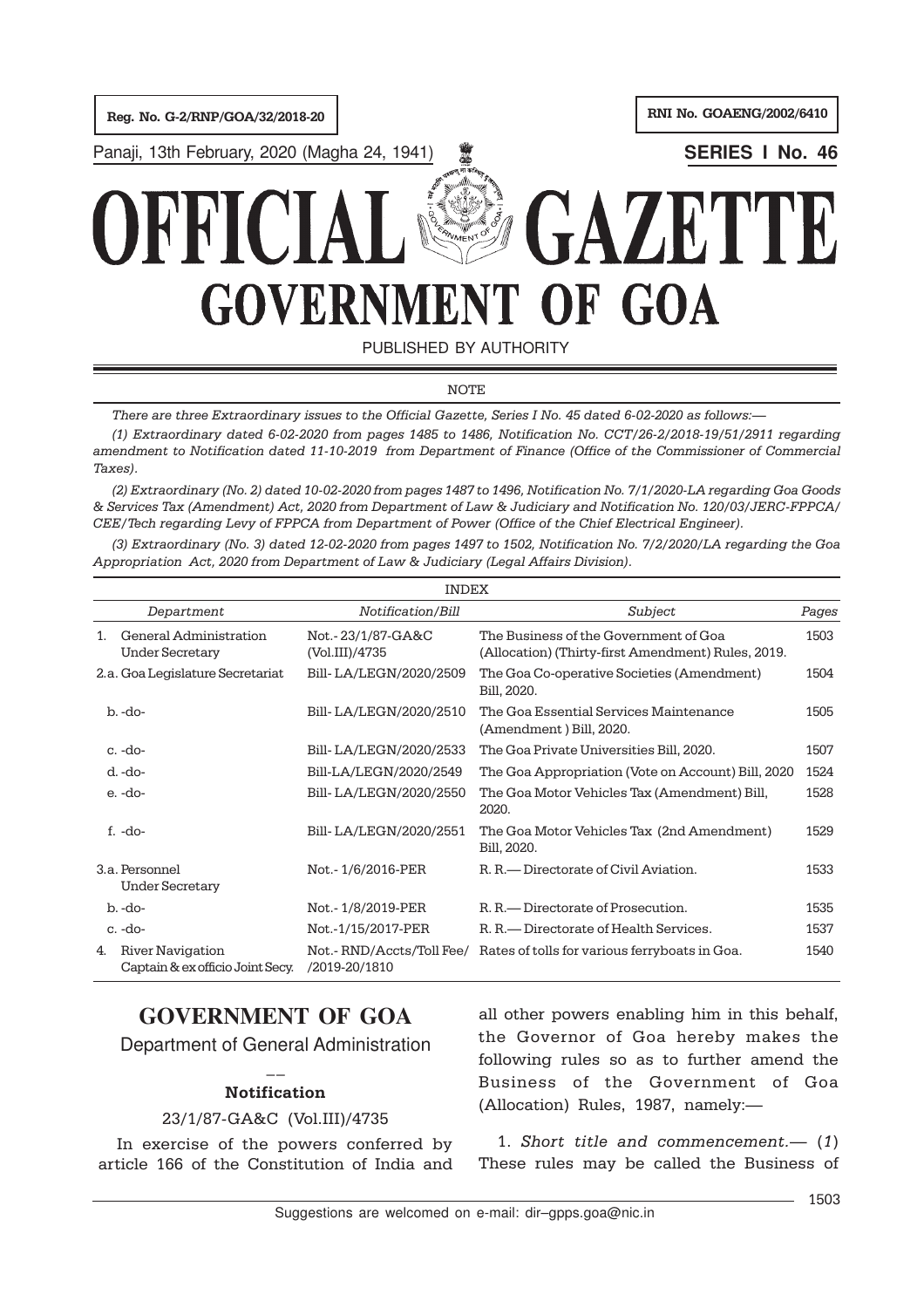Reg. No. G-2/RNP/GOA/32/2018-20

RNI No. GOAENG/2002/6410

Panaji, 13th February, 2020 (Magha 24, 1941)

**SERIES I No. 46**

# OFFICIAL GAZETTE
# GOVERNMENT OF GOA

PUBLISHED BY AUTHORITY

NOTE

*There are three Extraordinary issues to the Official Gazette, Series I No. 45 dated 6-02-2020 as follows:—*

*(1) Extraordinary dated 6-02-2020 from pages 1485 to 1486, Notification No. CCT/26-2/2018-19/51/2911 regarding amendment to Notification dated 11-10-2019 from Department of Finance (Office of the Commissioner of Commercial Taxes).*

*(2) Extraordinary (No. 2) dated 10-02-2020 from pages 1487 to 1496, Notification No. 7/1/2020-LA regarding Goa Goods & Services Tax (Amendment) Act, 2020 from Department of Law & Judiciary and Notification No. 120/03/JERC-FPPCA/CEE/Tech regarding Levy of FPPCA from Department of Power (Office of the Chief Electrical Engineer).*

*(3) Extraordinary (No. 3) dated 12-02-2020 from pages 1497 to 1502, Notification No. 7/2/2020/LA regarding the Goa Appropriation Act, 2020 from Department of Law & Judiciary (Legal Affairs Division).*

INDEX

| *Department* | *Notification/Bill* | *Subject* | *Pages* |
|---|---|---|---|
| 1. General Administration Under Secretary | Not.- 23/1/87-GA&C (Vol.III)/4735 | The Business of the Government of Goa (Allocation) (Thirty-first Amendment) Rules, 2019. | 1503 |
| 2.a. Goa Legislature Secretariat | Bill- LA/LEGN/2020/2509 | The Goa Co-operative Societies (Amendment) Bill, 2020. | 1504 |
| b. -do- | Bill- LA/LEGN/2020/2510 | The Goa Essential Services Maintenance (Amendment ) Bill, 2020. | 1505 |
| c. -do- | Bill- LA/LEGN/2020/2533 | The Goa Private Universities Bill, 2020. | 1507 |
| d. -do- | Bill-LA/LEGN/2020/2549 | The Goa Appropriation (Vote on Account) Bill, 2020 | 1524 |
| e. -do- | Bill- LA/LEGN/2020/2550 | The Goa Motor Vehicles Tax (Amendment) Bill, 2020. | 1528 |
| f. -do- | Bill- LA/LEGN/2020/2551 | The Goa Motor Vehicles Tax (2nd Amendment) Bill, 2020. | 1529 |
| 3.a. Personnel Under Secretary | Not.- 1/6/2016-PER | R. R.— Directorate of Civil Aviation. | 1533 |
| b. -do- | Not.- 1/8/2019-PER | R. R.— Directorate of Prosecution. | 1535 |
| c. -do- | Not.-1/15/2017-PER | R. R.— Directorate of Health Services. | 1537 |
| 4. River Navigation Captain & ex officio Joint Secy. | Not.- RND/Accts/Toll Fee/ /2019-20/1810 | Rates of tolls for various ferryboats in Goa. | 1540 |

## GOVERNMENT OF GOA

Department of General Administration

**Notification**

23/1/87-GA&C (Vol.III)/4735

In exercise of the powers conferred by article 166 of the Constitution of India and all other powers enabling him in this behalf, the Governor of Goa hereby makes the following rules so as to further amend the Business of the Government of Goa (Allocation) Rules, 1987, namely:—

1. *Short title and commencement.*— (*1*) These rules may be called the Business of

Suggestions are welcomed on e-mail: dir–gpps.goa@nic.in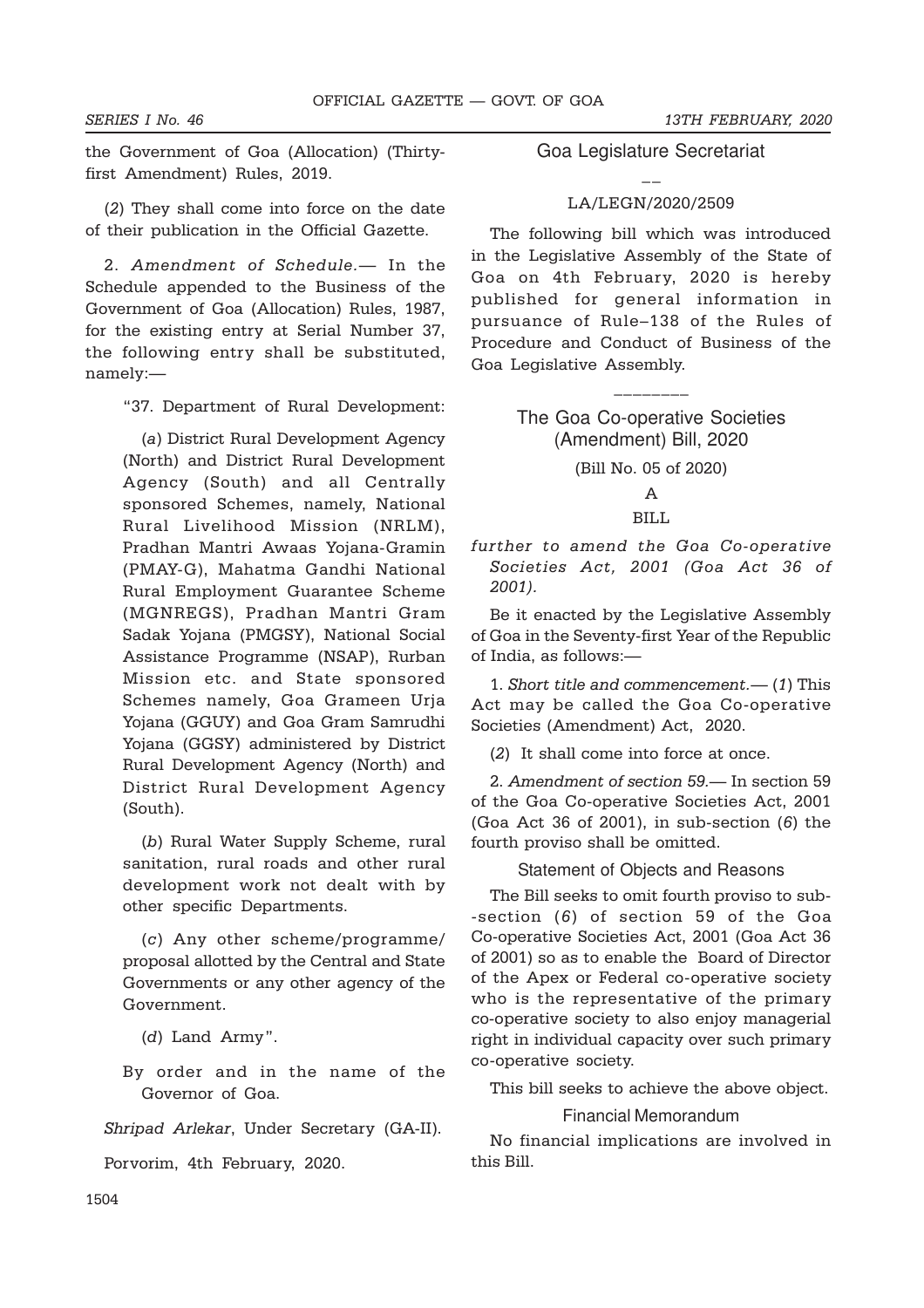the Government of Goa (Allocation) (Thirty-first Amendment) Rules, 2019.

(*2*) They shall come into force on the date of their publication in the Official Gazette.

2. *Amendment of Schedule.*— In the Schedule appended to the Business of the Government of Goa (Allocation) Rules, 1987, for the existing entry at Serial Number 37, the following entry shall be substituted, namely:—

"37. Department of Rural Development:

(*a*) District Rural Development Agency (North) and District Rural Development Agency (South) and all Centrally sponsored Schemes, namely, National Rural Livelihood Mission (NRLM), Pradhan Mantri Awaas Yojana-Gramin (PMAY-G), Mahatma Gandhi National Rural Employment Guarantee Scheme (MGNREGS), Pradhan Mantri Gram Sadak Yojana (PMGSY), National Social Assistance Programme (NSAP), Rurban Mission etc. and State sponsored Schemes namely, Goa Grameen Urja Yojana (GGUY) and Goa Gram Samrudhi Yojana (GGSY) administered by District Rural Development Agency (North) and District Rural Development Agency (South).

(*b*) Rural Water Supply Scheme, rural sanitation, rural roads and other rural development work not dealt with by other specific Departments.

(*c*) Any other scheme/programme/proposal allotted by the Central and State Governments or any other agency of the Government.

(*d*) Land Army".

By order and in the name of the Governor of Goa.

*Shripad Arlekar*, Under Secretary (GA-II).

Porvorim, 4th February, 2020.

## Goa Legislature Secretariat

LA/LEGN/2020/2509

The following bill which was introduced in the Legislative Assembly of the State of Goa on 4th February, 2020 is hereby published for general information in pursuance of Rule–138 of the Rules of Procedure and Conduct of Business of the Goa Legislative Assembly.

## The Goa Co-operative Societies (Amendment) Bill, 2020

(Bill No. 05 of 2020)

A

BILL

*further to amend the Goa Co-operative Societies Act, 2001 (Goa Act 36 of 2001).*

Be it enacted by the Legislative Assembly of Goa in the Seventy-first Year of the Republic of India, as follows:—

1. *Short title and commencement.*— (*1*) This Act may be called the Goa Co-operative Societies (Amendment) Act, 2020.

(*2*) It shall come into force at once.

2. *Amendment of section 59.*— In section 59 of the Goa Co-operative Societies Act, 2001 (Goa Act 36 of 2001), in sub-section (*6*) the fourth proviso shall be omitted.

### Statement of Objects and Reasons

The Bill seeks to omit fourth proviso to sub--section (*6*) of section 59 of the Goa Co-operative Societies Act, 2001 (Goa Act 36 of 2001) so as to enable the Board of Director of the Apex or Federal co-operative society who is the representative of the primary co-operative society to also enjoy managerial right in individual capacity over such primary co-operative society.

This bill seeks to achieve the above object.

### Financial Memorandum

No financial implications are involved in this Bill.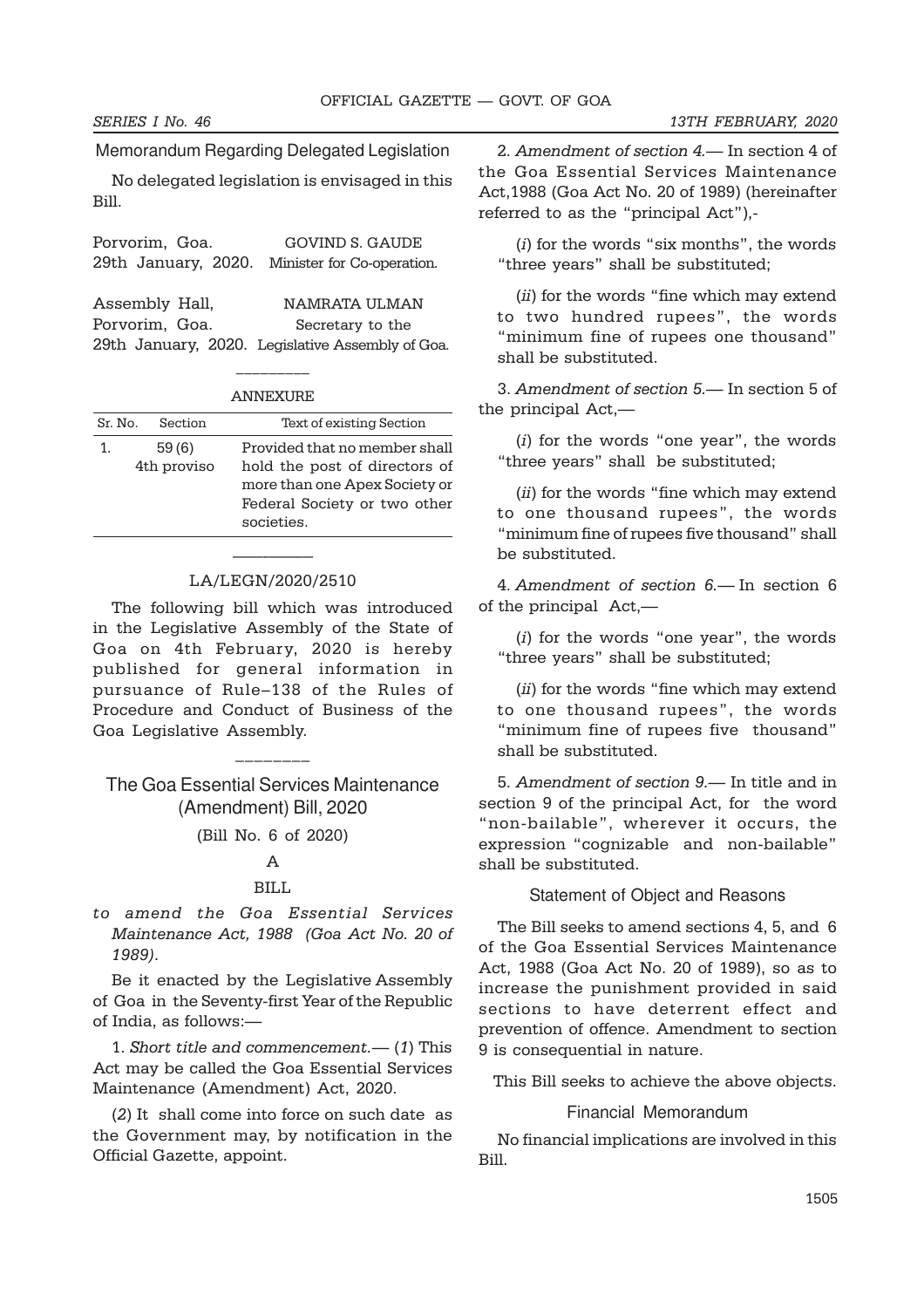## Memorandum Regarding Delegated Legislation

No delegated legislation is envisaged in this Bill.

Porvorim, Goa.
29th January, 2020.

GOVIND S. GAUDE
Minister for Co-operation.

Assembly Hall,
Porvorim, Goa.
29th January, 2020.

NAMRATA ULMAN
Secretary to the
Legislative Assembly of Goa.

________

ANNEXURE

| Sr. No. | Section | Text of existing Section |
|---|---|---|
| 1. | 59 (6) 4th proviso | Provided that no member shall hold the post of directors of more than one Apex Society or Federal Society or two other societies. |

__________

LA/LEGN/2020/2510

The following bill which was introduced in the Legislative Assembly of the State of Goa on 4th February, 2020 is hereby published for general information in pursuance of Rule–138 of the Rules of Procedure and Conduct of Business of the Goa Legislative Assembly.

________

## The Goa Essential Services Maintenance (Amendment) Bill, 2020

(Bill No. 6 of 2020)

A

BILL

*to amend the Goa Essential Services Maintenance Act, 1988 (Goa Act No. 20 of 1989).*

Be it enacted by the Legislative Assembly of Goa in the Seventy-first Year of the Republic of India, as follows:—

1. *Short title and commencement.*— (*1*) This Act may be called the Goa Essential Services Maintenance (Amendment) Act, 2020.

(*2*) It shall come into force on such date as the Government may, by notification in the Official Gazette, appoint.

2. *Amendment of section 4.*— In section 4 of the Goa Essential Services Maintenance Act,1988 (Goa Act No. 20 of 1989) (hereinafter referred to as the "principal Act"),-

(*i*) for the words "six months", the words "three years" shall be substituted;

(*ii*) for the words "fine which may extend to two hundred rupees", the words "minimum fine of rupees one thousand" shall be substituted.

3. *Amendment of section 5.*— In section 5 of the principal Act,—

(*i*) for the words "one year", the words "three years" shall be substituted;

(*ii*) for the words "fine which may extend to one thousand rupees", the words "minimum fine of rupees five thousand" shall be substituted.

4. *Amendment of section 6.*— In section 6 of the principal Act,—

(*i*) for the words "one year", the words "three years" shall be substituted;

(*ii*) for the words "fine which may extend to one thousand rupees", the words "minimum fine of rupees five thousand" shall be substituted.

5. *Amendment of section 9.*— In title and in section 9 of the principal Act, for the word "non-bailable", wherever it occurs, the expression "cognizable and non-bailable" shall be substituted.

## Statement of Object and Reasons

The Bill seeks to amend sections 4, 5, and 6 of the Goa Essential Services Maintenance Act, 1988 (Goa Act No. 20 of 1989), so as to increase the punishment provided in said sections to have deterrent effect and prevention of offence. Amendment to section 9 is consequential in nature.

This Bill seeks to achieve the above objects.

## Financial Memorandum

No financial implications are involved in this Bill.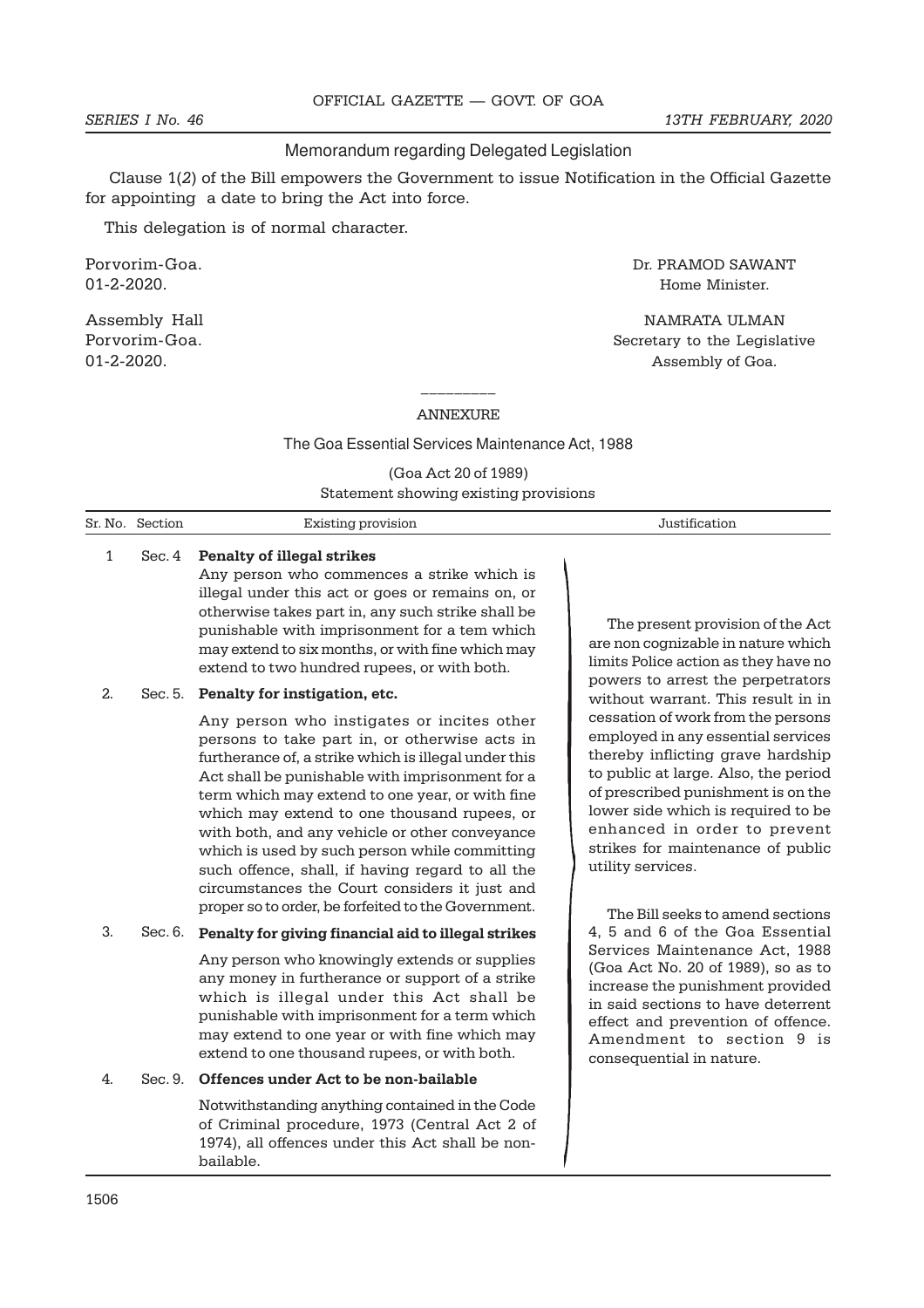## Memorandum regarding Delegated Legislation

Clause 1(*2*) of the Bill empowers the Government to issue Notification in the Official Gazette for appointing a date to bring the Act into force.

This delegation is of normal character.

Porvorim-Goa.
01-2-2020.

Dr. PRAMOD SAWANT
Home Minister.

Assembly Hall
Porvorim-Goa.
01-2-2020.

NAMRATA ULMAN
Secretary to the Legislative
Assembly of Goa.

———————

ANNEXURE

The Goa Essential Services Maintenance Act, 1988

(Goa Act 20 of 1989)

Statement showing existing provisions

| Sr. No. | Section | Existing provision | Justification |
|---|---|---|---|
| 1 | Sec. 4 | **Penalty of illegal strikes**<br>Any person who commences a strike which is illegal under this act or goes or remains on, or otherwise takes part in, any such strike shall be punishable with imprisonment for a tem which may extend to six months, or with fine which may extend to two hundred rupees, or with both. | The present provision of the Act are non cognizable in nature which limits Police action as they have no powers to arrest the perpetrators without warrant. This result in in cessation of work from the persons employed in any essential services thereby inflicting grave hardship to public at large. Also, the period of prescribed punishment is on the lower side which is required to be enhanced in order to prevent strikes for maintenance of public utility services.<br><br>The Bill seeks to amend sections 4, 5 and 6 of the Goa Essential Services Maintenance Act, 1988 (Goa Act No. 20 of 1989), so as to increase the punishment provided in said sections to have deterrent effect and prevention of offence. Amendment to section 9 is consequential in nature. |
| 2. | Sec. 5. | **Penalty for instigation, etc.**<br>Any person who instigates or incites other persons to take part in, or otherwise acts in furtherance of, a strike which is illegal under this Act shall be punishable with imprisonment for a term which may extend to one year, or with fine which may extend to one thousand rupees, or with both, and any vehicle or other conveyance which is used by such person while committing such offence, shall, if having regard to all the circumstances the Court considers it just and proper so to order, be forfeited to the Government. | |
| 3. | Sec. 6. | **Penalty for giving financial aid to illegal strikes**<br>Any person who knowingly extends or supplies any money in furtherance or support of a strike which is illegal under this Act shall be punishable with imprisonment for a term which may extend to one year or with fine which may extend to one thousand rupees, or with both. | |
| 4. | Sec. 9. | **Offences under Act to be non-bailable**<br>Notwithstanding anything contained in the Code of Criminal procedure, 1973 (Central Act 2 of 1974), all offences under this Act shall be non-bailable. | |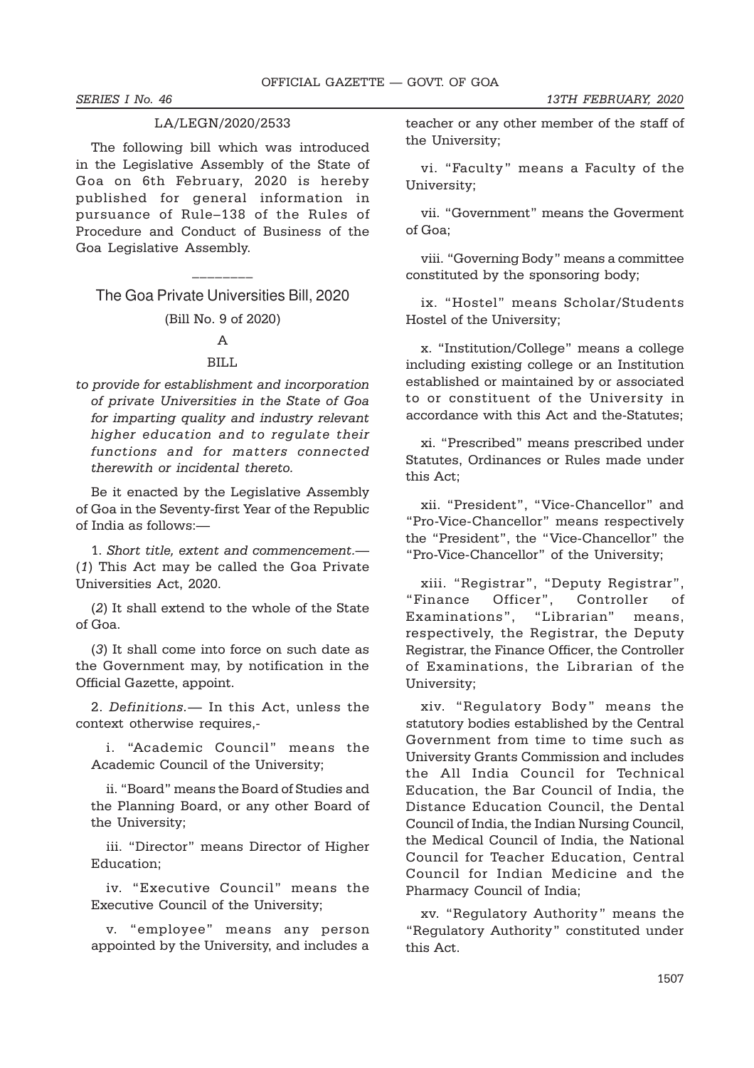LA/LEGN/2020/2533

The following bill which was introduced in the Legislative Assembly of the State of Goa on 6th February, 2020 is hereby published for general information in pursuance of Rule–138 of the Rules of Procedure and Conduct of Business of the Goa Legislative Assembly.

\_\_\_\_\_\_\_\_

## The Goa Private Universities Bill, 2020

(Bill No. 9 of 2020)

A

BILL

*to provide for establishment and incorporation of private Universities in the State of Goa for imparting quality and industry relevant higher education and to regulate their functions and for matters connected therewith or incidental thereto.*

Be it enacted by the Legislative Assembly of Goa in the Seventy-first Year of the Republic of India as follows:—

1. *Short title, extent and commencement.*— (*1*) This Act may be called the Goa Private Universities Act, 2020.

(*2*) It shall extend to the whole of the State of Goa.

(*3*) It shall come into force on such date as the Government may, by notification in the Official Gazette, appoint.

2. *Definitions.*— In this Act, unless the context otherwise requires,-

i. "Academic Council" means the Academic Council of the University;

ii. "Board" means the Board of Studies and the Planning Board, or any other Board of the University;

iii. "Director" means Director of Higher Education;

iv. "Executive Council" means the Executive Council of the University;

v. "employee" means any person appointed by the University, and includes a teacher or any other member of the staff of the University;

vi. "Faculty" means a Faculty of the University;

vii. "Government" means the Goverment of Goa;

viii. "Governing Body" means a committee constituted by the sponsoring body;

ix. "Hostel" means Scholar/Students Hostel of the University;

x. "Institution/College" means a college including existing college or an Institution established or maintained by or associated to or constituent of the University in accordance with this Act and the-Statutes;

xi. "Prescribed" means prescribed under Statutes, Ordinances or Rules made under this Act;

xii. "President", "Vice-Chancellor" and "Pro-Vice-Chancellor" means respectively the "President", the "Vice-Chancellor" the "Pro-Vice-Chancellor" of the University;

xiii. "Registrar", "Deputy Registrar", "Finance Officer", Controller of Examinations", "Librarian" means, respectively, the Registrar, the Deputy Registrar, the Finance Officer, the Controller of Examinations, the Librarian of the University;

xiv. "Regulatory Body" means the statutory bodies established by the Central Government from time to time such as University Grants Commission and includes the All India Council for Technical Education, the Bar Council of India, the Distance Education Council, the Dental Council of India, the Indian Nursing Council, the Medical Council of India, the National Council for Teacher Education, Central Council for Indian Medicine and the Pharmacy Council of India;

xv. "Regulatory Authority" means the "Regulatory Authority" constituted under this Act.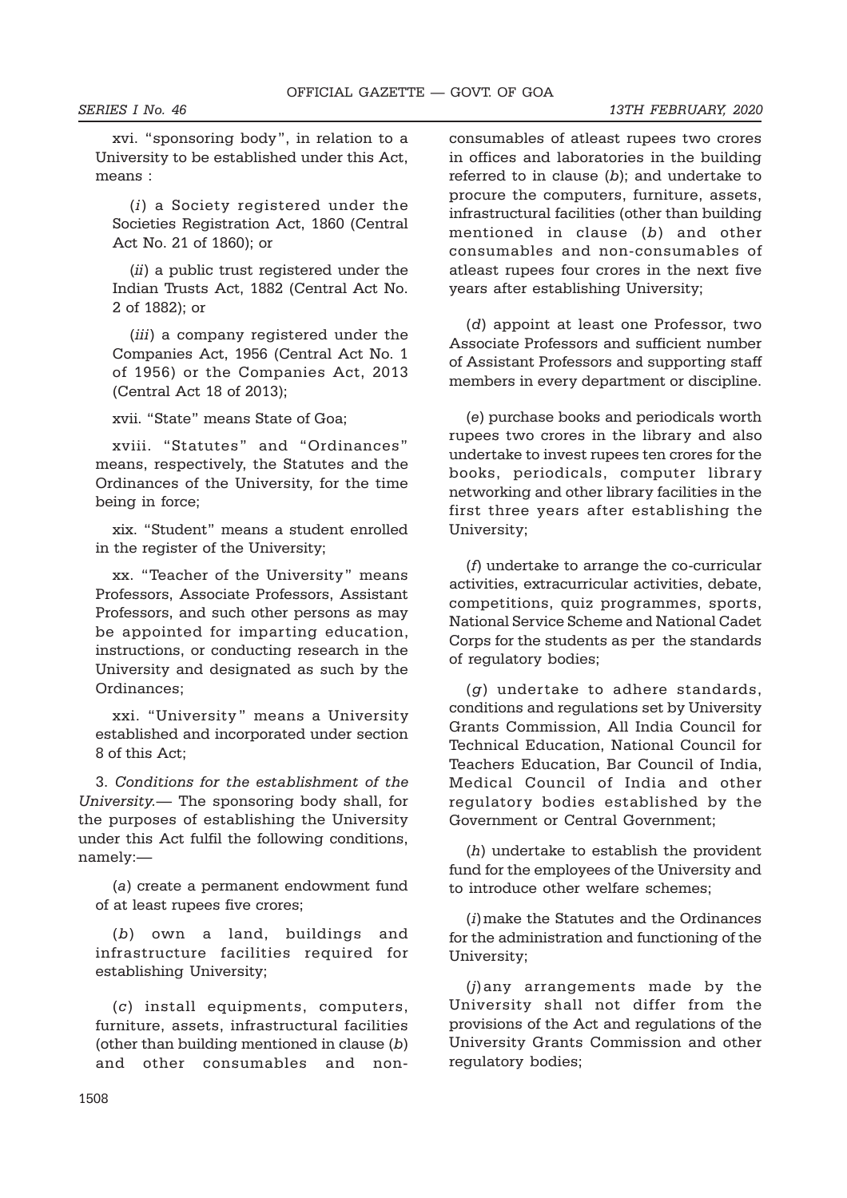xvi. "sponsoring body", in relation to a University to be established under this Act, means :

(*i*) a Society registered under the Societies Registration Act, 1860 (Central Act No. 21 of 1860); or

(*ii*) a public trust registered under the Indian Trusts Act, 1882 (Central Act No. 2 of 1882); or

(*iii*) a company registered under the Companies Act, 1956 (Central Act No. 1 of 1956) or the Companies Act, 2013 (Central Act 18 of 2013);

xvii. "State" means State of Goa;

xviii. "Statutes" and "Ordinances" means, respectively, the Statutes and the Ordinances of the University, for the time being in force;

xix. "Student" means a student enrolled in the register of the University;

xx. "Teacher of the University" means Professors, Associate Professors, Assistant Professors, and such other persons as may be appointed for imparting education, instructions, or conducting research in the University and designated as such by the Ordinances;

xxi. "University" means a University established and incorporated under section 8 of this Act;

3. *Conditions for the establishment of the University.*— The sponsoring body shall, for the purposes of establishing the University under this Act fulfil the following conditions, namely:—

(*a*) create a permanent endowment fund of at least rupees five crores;

(*b*) own a land, buildings and infrastructure facilities required for establishing University;

(*c*) install equipments, computers, furniture, assets, infrastructural facilities (other than building mentioned in clause (*b*) and other consumables and non-consumables of atleast rupees two crores in offices and laboratories in the building referred to in clause (*b*); and undertake to procure the computers, furniture, assets, infrastructural facilities (other than building mentioned in clause (*b*) and other consumables and non-consumables of atleast rupees four crores in the next five years after establishing University;

(*d*) appoint at least one Professor, two Associate Professors and sufficient number of Assistant Professors and supporting staff members in every department or discipline.

(*e*) purchase books and periodicals worth rupees two crores in the library and also undertake to invest rupees ten crores for the books, periodicals, computer library networking and other library facilities in the first three years after establishing the University;

(*f*) undertake to arrange the co-curricular activities, extracurricular activities, debate, competitions, quiz programmes, sports, National Service Scheme and National Cadet Corps for the students as per the standards of regulatory bodies;

(*g*) undertake to adhere standards, conditions and regulations set by University Grants Commission, All India Council for Technical Education, National Council for Teachers Education, Bar Council of India, Medical Council of India and other regulatory bodies established by the Government or Central Government;

(*h*) undertake to establish the provident fund for the employees of the University and to introduce other welfare schemes;

(*i*) make the Statutes and the Ordinances for the administration and functioning of the University;

(*j*) any arrangements made by the University shall not differ from the provisions of the Act and regulations of the University Grants Commission and other regulatory bodies;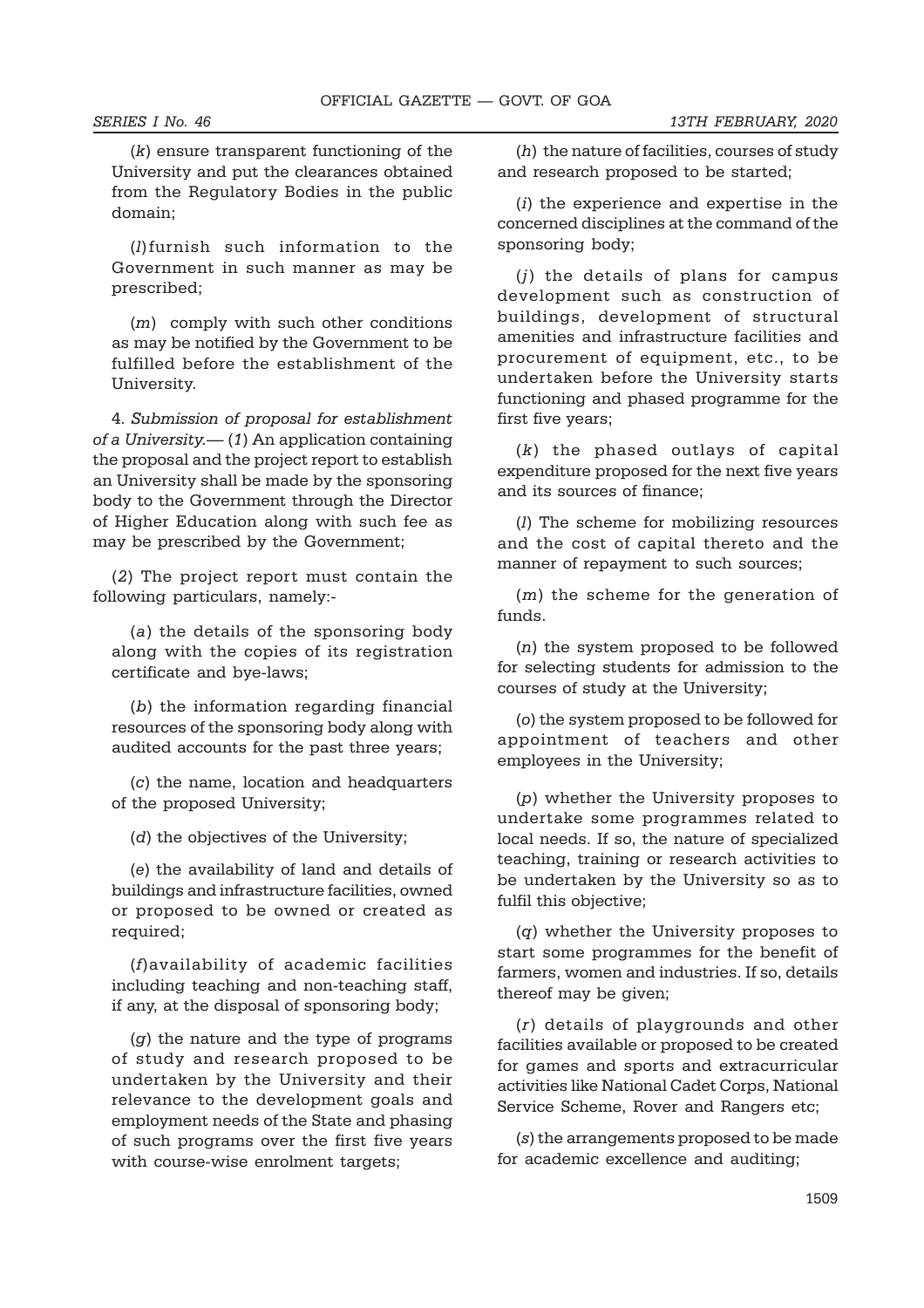(*k*) ensure transparent functioning of the University and put the clearances obtained from the Regulatory Bodies in the public domain;

(*l*) furnish such information to the Government in such manner as may be prescribed;

(*m*) comply with such other conditions as may be notified by the Government to be fulfilled before the establishment of the University.

4. *Submission of proposal for establishment of a University.*— (*1*) An application containing the proposal and the project report to establish an University shall be made by the sponsoring body to the Government through the Director of Higher Education along with such fee as may be prescribed by the Government;

(*2*) The project report must contain the following particulars, namely:-

(*a*) the details of the sponsoring body along with the copies of its registration certificate and bye-laws;

(*b*) the information regarding financial resources of the sponsoring body along with audited accounts for the past three years;

(*c*) the name, location and headquarters of the proposed University;

(*d*) the objectives of the University;

(*e*) the availability of land and details of buildings and infrastructure facilities, owned or proposed to be owned or created as required;

(*f*) availability of academic facilities including teaching and non-teaching staff, if any, at the disposal of sponsoring body;

(*g*) the nature and the type of programs of study and research proposed to be undertaken by the University and their relevance to the development goals and employment needs of the State and phasing of such programs over the first five years with course-wise enrolment targets;

(*h*) the nature of facilities, courses of study and research proposed to be started;

(*i*) the experience and expertise in the concerned disciplines at the command of the sponsoring body;

(*j*) the details of plans for campus development such as construction of buildings, development of structural amenities and infrastructure facilities and procurement of equipment, etc., to be undertaken before the University starts functioning and phased programme for the first five years;

(*k*) the phased outlays of capital expenditure proposed for the next five years and its sources of finance;

(*l*) The scheme for mobilizing resources and the cost of capital thereto and the manner of repayment to such sources;

(*m*) the scheme for the generation of funds.

(*n*) the system proposed to be followed for selecting students for admission to the courses of study at the University;

(*o*) the system proposed to be followed for appointment of teachers and other employees in the University;

(*p*) whether the University proposes to undertake some programmes related to local needs. If so, the nature of specialized teaching, training or research activities to be undertaken by the University so as to fulfil this objective;

(*q*) whether the University proposes to start some programmes for the benefit of farmers, women and industries. If so, details thereof may be given;

(*r*) details of playgrounds and other facilities available or proposed to be created for games and sports and extracurricular activities like National Cadet Corps, National Service Scheme, Rover and Rangers etc;

(*s*) the arrangements proposed to be made for academic excellence and auditing;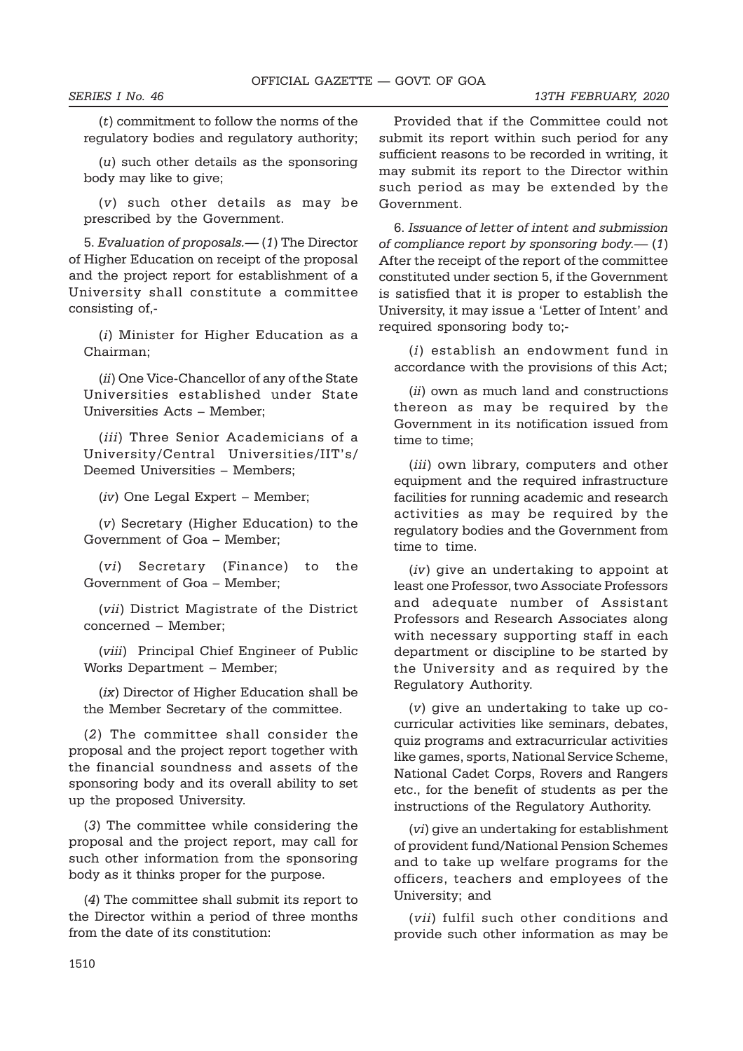(*t*) commitment to follow the norms of the regulatory bodies and regulatory authority;

(*u*) such other details as the sponsoring body may like to give;

(*v*) such other details as may be prescribed by the Government.

5. *Evaluation of proposals.*— (*1*) The Director of Higher Education on receipt of the proposal and the project report for establishment of a University shall constitute a committee consisting of,-

(*i*) Minister for Higher Education as a Chairman;

(*ii*) One Vice-Chancellor of any of the State Universities established under State Universities Acts – Member;

(*iii*) Three Senior Academicians of a University/Central Universities/IIT's/ Deemed Universities – Members;

(*iv*) One Legal Expert – Member;

(*v*) Secretary (Higher Education) to the Government of Goa – Member;

(*vi*) Secretary (Finance) to the Government of Goa – Member;

(*vii*) District Magistrate of the District concerned – Member;

(*viii*) Principal Chief Engineer of Public Works Department – Member;

(*ix*) Director of Higher Education shall be the Member Secretary of the committee.

(*2*) The committee shall consider the proposal and the project report together with the financial soundness and assets of the sponsoring body and its overall ability to set up the proposed University.

(*3*) The committee while considering the proposal and the project report, may call for such other information from the sponsoring body as it thinks proper for the purpose.

(*4*) The committee shall submit its report to the Director within a period of three months from the date of its constitution:

Provided that if the Committee could not submit its report within such period for any sufficient reasons to be recorded in writing, it may submit its report to the Director within such period as may be extended by the Government.

6. *Issuance of letter of intent and submission of compliance report by sponsoring body.*— (*1*) After the receipt of the report of the committee constituted under section 5, if the Government is satisfied that it is proper to establish the University, it may issue a 'Letter of Intent' and required sponsoring body to;-

(*i*) establish an endowment fund in accordance with the provisions of this Act;

(*ii*) own as much land and constructions thereon as may be required by the Government in its notification issued from time to time;

(*iii*) own library, computers and other equipment and the required infrastructure facilities for running academic and research activities as may be required by the regulatory bodies and the Government from time to time.

(*iv*) give an undertaking to appoint at least one Professor, two Associate Professors and adequate number of Assistant Professors and Research Associates along with necessary supporting staff in each department or discipline to be started by the University and as required by the Regulatory Authority.

(*v*) give an undertaking to take up co-curricular activities like seminars, debates, quiz programs and extracurricular activities like games, sports, National Service Scheme, National Cadet Corps, Rovers and Rangers etc., for the benefit of students as per the instructions of the Regulatory Authority.

(*vi*) give an undertaking for establishment of provident fund/National Pension Schemes and to take up welfare programs for the officers, teachers and employees of the University; and

(*vii*) fulfil such other conditions and provide such other information as may be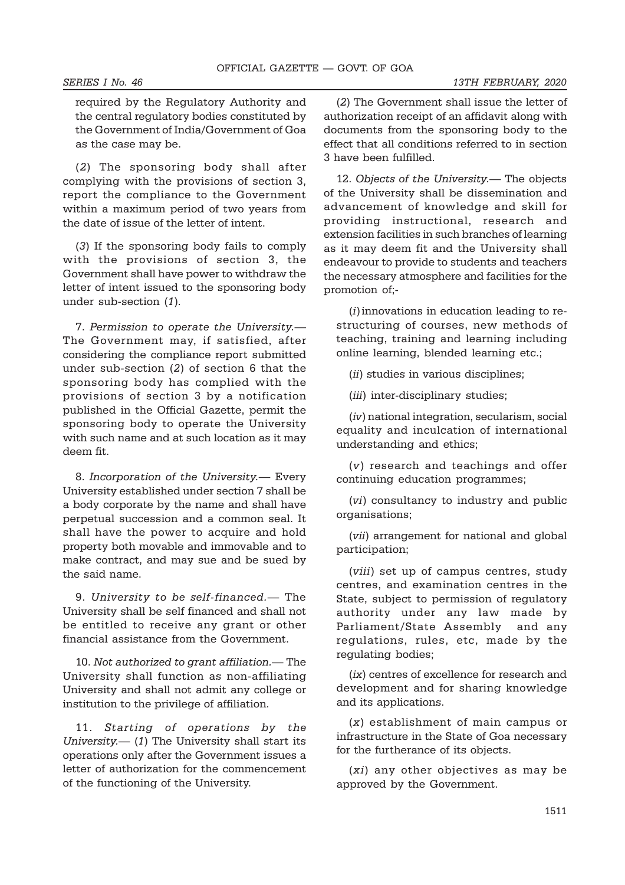required by the Regulatory Authority and the central regulatory bodies constituted by the Government of India/Government of Goa as the case may be.

(*2*) The sponsoring body shall after complying with the provisions of section 3, report the compliance to the Government within a maximum period of two years from the date of issue of the letter of intent.

(*3*) If the sponsoring body fails to comply with the provisions of section 3, the Government shall have power to withdraw the letter of intent issued to the sponsoring body under sub-section (*1*).

7. *Permission to operate the University.*— The Government may, if satisfied, after considering the compliance report submitted under sub-section (*2*) of section 6 that the sponsoring body has complied with the provisions of section 3 by a notification published in the Official Gazette, permit the sponsoring body to operate the University with such name and at such location as it may deem fit.

8. *Incorporation of the University.*— Every University established under section 7 shall be a body corporate by the name and shall have perpetual succession and a common seal. It shall have the power to acquire and hold property both movable and immovable and to make contract, and may sue and be sued by the said name.

9. *University to be self-financed.*— The University shall be self financed and shall not be entitled to receive any grant or other financial assistance from the Government.

10. *Not authorized to grant affiliation.*— The University shall function as non-affiliating University and shall not admit any college or institution to the privilege of affiliation.

11. *Starting of operations by the University.*— (*1*) The University shall start its operations only after the Government issues a letter of authorization for the commencement of the functioning of the University.

(*2*) The Government shall issue the letter of authorization receipt of an affidavit along with documents from the sponsoring body to the effect that all conditions referred to in section 3 have been fulfilled.

12. *Objects of the University.*— The objects of the University shall be dissemination and advancement of knowledge and skill for providing instructional, research and extension facilities in such branches of learning as it may deem fit and the University shall endeavour to provide to students and teachers the necessary atmosphere and facilities for the promotion of;-

(*i*) innovations in education leading to re-structuring of courses, new methods of teaching, training and learning including online learning, blended learning etc.;

(*ii*) studies in various disciplines;

(*iii*) inter-disciplinary studies;

(*iv*) national integration, secularism, social equality and inculcation of international understanding and ethics;

(*v*) research and teachings and offer continuing education programmes;

(*vi*) consultancy to industry and public organisations;

(*vii*) arrangement for national and global participation;

(*viii*) set up of campus centres, study centres, and examination centres in the State, subject to permission of regulatory authority under any law made by Parliament/State Assembly and any regulations, rules, etc, made by the regulating bodies;

(*ix*) centres of excellence for research and development and for sharing knowledge and its applications.

(*x*) establishment of main campus or infrastructure in the State of Goa necessary for the furtherance of its objects.

(*xi*) any other objectives as may be approved by the Government.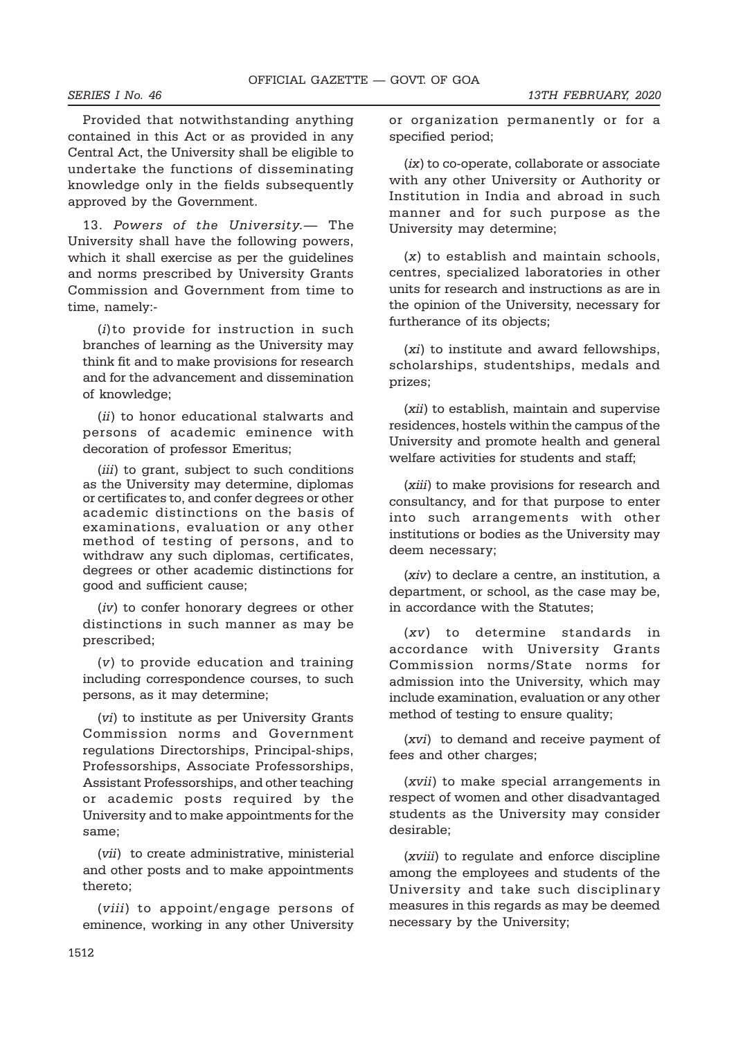Provided that notwithstanding anything contained in this Act or as provided in any Central Act, the University shall be eligible to undertake the functions of disseminating knowledge only in the fields subsequently approved by the Government.

13. *Powers of the University*.— The University shall have the following powers, which it shall exercise as per the guidelines and norms prescribed by University Grants Commission and Government from time to time, namely:-

(*i*) to provide for instruction in such branches of learning as the University may think fit and to make provisions for research and for the advancement and dissemination of knowledge;

(*ii*) to honor educational stalwarts and persons of academic eminence with decoration of professor Emeritus;

(*iii*) to grant, subject to such conditions as the University may determine, diplomas or certificates to, and confer degrees or other academic distinctions on the basis of examinations, evaluation or any other method of testing of persons, and to withdraw any such diplomas, certificates, degrees or other academic distinctions for good and sufficient cause;

(*iv*) to confer honorary degrees or other distinctions in such manner as may be prescribed;

(*v*) to provide education and training including correspondence courses, to such persons, as it may determine;

(*vi*) to institute as per University Grants Commission norms and Government regulations Directorships, Principal-ships, Professorships, Associate Professorships, Assistant Professorships, and other teaching or academic posts required by the University and to make appointments for the same;

(*vii*) to create administrative, ministerial and other posts and to make appointments thereto;

(*viii*) to appoint/engage persons of eminence, working in any other University or organization permanently or for a specified period;

(*ix*) to co-operate, collaborate or associate with any other University or Authority or Institution in India and abroad in such manner and for such purpose as the University may determine;

(*x*) to establish and maintain schools, centres, specialized laboratories in other units for research and instructions as are in the opinion of the University, necessary for furtherance of its objects;

(*xi*) to institute and award fellowships, scholarships, studentships, medals and prizes;

(*xii*) to establish, maintain and supervise residences, hostels within the campus of the University and promote health and general welfare activities for students and staff;

(*xiii*) to make provisions for research and consultancy, and for that purpose to enter into such arrangements with other institutions or bodies as the University may deem necessary;

(*xiv*) to declare a centre, an institution, a department, or school, as the case may be, in accordance with the Statutes;

(*xv*) to determine standards in accordance with University Grants Commission norms/State norms for admission into the University, which may include examination, evaluation or any other method of testing to ensure quality;

(*xvi*) to demand and receive payment of fees and other charges;

(*xvii*) to make special arrangements in respect of women and other disadvantaged students as the University may consider desirable;

(*xviii*) to regulate and enforce discipline among the employees and students of the University and take such disciplinary measures in this regards as may be deemed necessary by the University;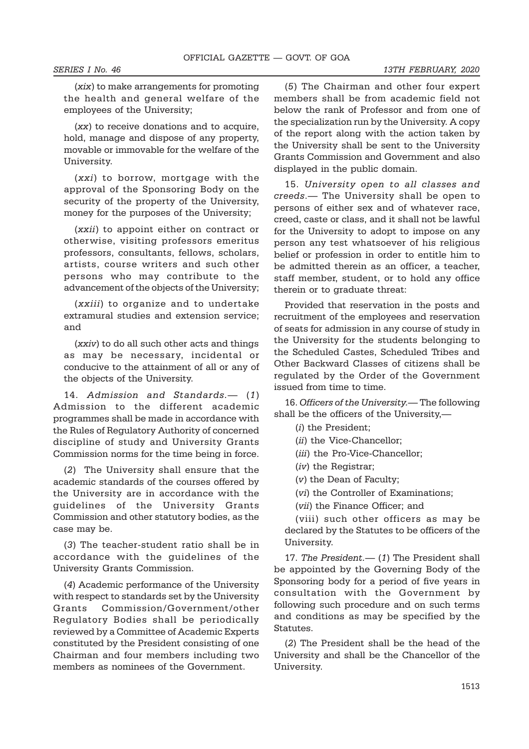(*xix*) to make arrangements for promoting the health and general welfare of the employees of the University;

(*xx*) to receive donations and to acquire, hold, manage and dispose of any property, movable or immovable for the welfare of the University.

(*xxi*) to borrow, mortgage with the approval of the Sponsoring Body on the security of the property of the University, money for the purposes of the University;

(*xxii*) to appoint either on contract or otherwise, visiting professors emeritus professors, consultants, fellows, scholars, artists, course writers and such other persons who may contribute to the advancement of the objects of the University;

(*xxiii*) to organize and to undertake extramural studies and extension service; and

(*xxiv*) to do all such other acts and things as may be necessary, incidental or conducive to the attainment of all or any of the objects of the University.

14. *Admission and Standards*.— (*1*) Admission to the different academic programmes shall be made in accordance with the Rules of Regulatory Authority of concerned discipline of study and University Grants Commission norms for the time being in force.

(*2*) The University shall ensure that the academic standards of the courses offered by the University are in accordance with the guidelines of the University Grants Commission and other statutory bodies, as the case may be.

(*3*) The teacher-student ratio shall be in accordance with the guidelines of the University Grants Commission.

(*4*) Academic performance of the University with respect to standards set by the University Grants Commission/Government/other Regulatory Bodies shall be periodically reviewed by a Committee of Academic Experts constituted by the President consisting of one Chairman and four members including two members as nominees of the Government.

(*5*) The Chairman and other four expert members shall be from academic field not below the rank of Professor and from one of the specialization run by the University. A copy of the report along with the action taken by the University shall be sent to the University Grants Commission and Government and also displayed in the public domain.

15. *University open to all classes and creeds*.— The University shall be open to persons of either sex and of whatever race, creed, caste or class, and it shall not be lawful for the University to adopt to impose on any person any test whatsoever of his religious belief or profession in order to entitle him to be admitted therein as an officer, a teacher, staff member, student, or to hold any office therein or to graduate threat:

Provided that reservation in the posts and recruitment of the employees and reservation of seats for admission in any course of study in the University for the students belonging to the Scheduled Castes, Scheduled Tribes and Other Backward Classes of citizens shall be regulated by the Order of the Government issued from time to time.

16. *Officers of the University*.— The following shall be the officers of the University,—

(*i*) the President;

(*ii*) the Vice-Chancellor;

(*iii*) the Pro-Vice-Chancellor;

(*iv*) the Registrar;

(*v*) the Dean of Faculty;

(*vi*) the Controller of Examinations;

(*vii*) the Finance Officer; and

(viii) such other officers as may be declared by the Statutes to be officers of the University.

17. *The President*.— (*1*) The President shall be appointed by the Governing Body of the Sponsoring body for a period of five years in consultation with the Government by following such procedure and on such terms and conditions as may be specified by the Statutes.

(*2*) The President shall be the head of the University and shall be the Chancellor of the University.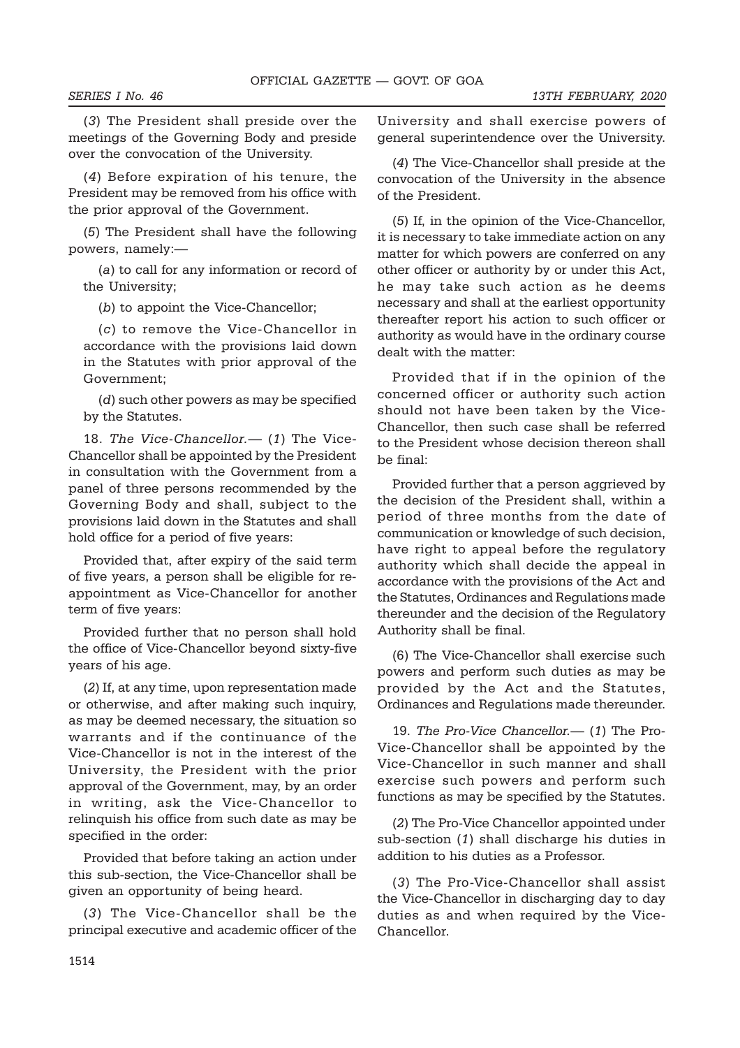(*3*) The President shall preside over the meetings of the Governing Body and preside over the convocation of the University.

(*4*) Before expiration of his tenure, the President may be removed from his office with the prior approval of the Government.

(*5*) The President shall have the following powers, namely:—

(*a*) to call for any information or record of the University;

(*b*) to appoint the Vice-Chancellor;

(*c*) to remove the Vice-Chancellor in accordance with the provisions laid down in the Statutes with prior approval of the Government;

(*d*) such other powers as may be specified by the Statutes.

18. *The Vice-Chancellor.*— (*1*) The Vice-Chancellor shall be appointed by the President in consultation with the Government from a panel of three persons recommended by the Governing Body and shall, subject to the provisions laid down in the Statutes and shall hold office for a period of five years:

Provided that, after expiry of the said term of five years, a person shall be eligible for re-appointment as Vice-Chancellor for another term of five years:

Provided further that no person shall hold the office of Vice-Chancellor beyond sixty-five years of his age.

(*2*) If, at any time, upon representation made or otherwise, and after making such inquiry, as may be deemed necessary, the situation so warrants and if the continuance of the Vice-Chancellor is not in the interest of the University, the President with the prior approval of the Government, may, by an order in writing, ask the Vice-Chancellor to relinquish his office from such date as may be specified in the order:

Provided that before taking an action under this sub-section, the Vice-Chancellor shall be given an opportunity of being heard.

(*3*) The Vice-Chancellor shall be the principal executive and academic officer of the University and shall exercise powers of general superintendence over the University.

(*4*) The Vice-Chancellor shall preside at the convocation of the University in the absence of the President.

(*5*) If, in the opinion of the Vice-Chancellor, it is necessary to take immediate action on any matter for which powers are conferred on any other officer or authority by or under this Act, he may take such action as he deems necessary and shall at the earliest opportunity thereafter report his action to such officer or authority as would have in the ordinary course dealt with the matter:

Provided that if in the opinion of the concerned officer or authority such action should not have been taken by the Vice-Chancellor, then such case shall be referred to the President whose decision thereon shall be final:

Provided further that a person aggrieved by the decision of the President shall, within a period of three months from the date of communication or knowledge of such decision, have right to appeal before the regulatory authority which shall decide the appeal in accordance with the provisions of the Act and the Statutes, Ordinances and Regulations made thereunder and the decision of the Regulatory Authority shall be final.

(*6*) The Vice-Chancellor shall exercise such powers and perform such duties as may be provided by the Act and the Statutes, Ordinances and Regulations made thereunder.

19. *The Pro-Vice Chancellor.*— (*1*) The Pro-Vice-Chancellor shall be appointed by the Vice-Chancellor in such manner and shall exercise such powers and perform such functions as may be specified by the Statutes.

(*2*) The Pro-Vice Chancellor appointed under sub-section (*1*) shall discharge his duties in addition to his duties as a Professor.

(*3*) The Pro-Vice-Chancellor shall assist the Vice-Chancellor in discharging day to day duties as and when required by the Vice-Chancellor.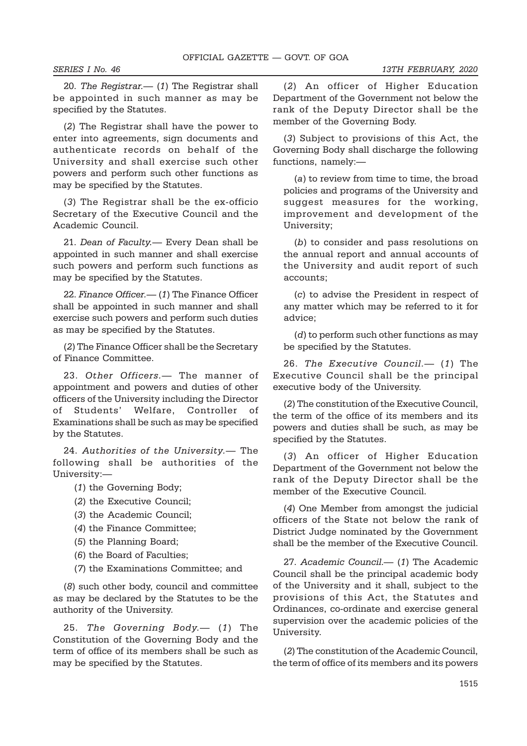20. *The Registrar.*— (*1*) The Registrar shall be appointed in such manner as may be specified by the Statutes.

(*2*) The Registrar shall have the power to enter into agreements, sign documents and authenticate records on behalf of the University and shall exercise such other powers and perform such other functions as may be specified by the Statutes.

(*3*) The Registrar shall be the ex-officio Secretary of the Executive Council and the Academic Council.

21. *Dean of Faculty.*— Every Dean shall be appointed in such manner and shall exercise such powers and perform such functions as may be specified by the Statutes.

22. *Finance Officer.*— (*1*) The Finance Officer shall be appointed in such manner and shall exercise such powers and perform such duties as may be specified by the Statutes.

(*2*) The Finance Officer shall be the Secretary of Finance Committee.

23. *Other Officers.*— The manner of appointment and powers and duties of other officers of the University including the Director of Students' Welfare, Controller of Examinations shall be such as may be specified by the Statutes.

24. *Authorities of the University.*— The following shall be authorities of the University:—

(*1*) the Governing Body;

(*2*) the Executive Council;

(*3*) the Academic Council;

(*4*) the Finance Committee;

(*5*) the Planning Board;

(*6*) the Board of Faculties;

(*7*) the Examinations Committee; and

(*8*) such other body, council and committee as may be declared by the Statutes to be the authority of the University.

25. *The Governing Body.*— (*1*) The Constitution of the Governing Body and the term of office of its members shall be such as may be specified by the Statutes.

(*2*) An officer of Higher Education Department of the Government not below the rank of the Deputy Director shall be the member of the Governing Body.

(*3*) Subject to provisions of this Act, the Governing Body shall discharge the following functions, namely:—

(*a*) to review from time to time, the broad policies and programs of the University and suggest measures for the working, improvement and development of the University;

(*b*) to consider and pass resolutions on the annual report and annual accounts of the University and audit report of such accounts;

(*c*) to advise the President in respect of any matter which may be referred to it for advice;

(*d*) to perform such other functions as may be specified by the Statutes.

26. *The Executive Council.*— (*1*) The Executive Council shall be the principal executive body of the University.

(*2*) The constitution of the Executive Council, the term of the office of its members and its powers and duties shall be such, as may be specified by the Statutes.

(*3*) An officer of Higher Education Department of the Government not below the rank of the Deputy Director shall be the member of the Executive Council.

(*4*) One Member from amongst the judicial officers of the State not below the rank of District Judge nominated by the Government shall be the member of the Executive Council.

27. *Academic Council.*— (*1*) The Academic Council shall be the principal academic body of the University and it shall, subject to the provisions of this Act, the Statutes and Ordinances, co-ordinate and exercise general supervision over the academic policies of the University.

(*2*) The constitution of the Academic Council, the term of office of its members and its powers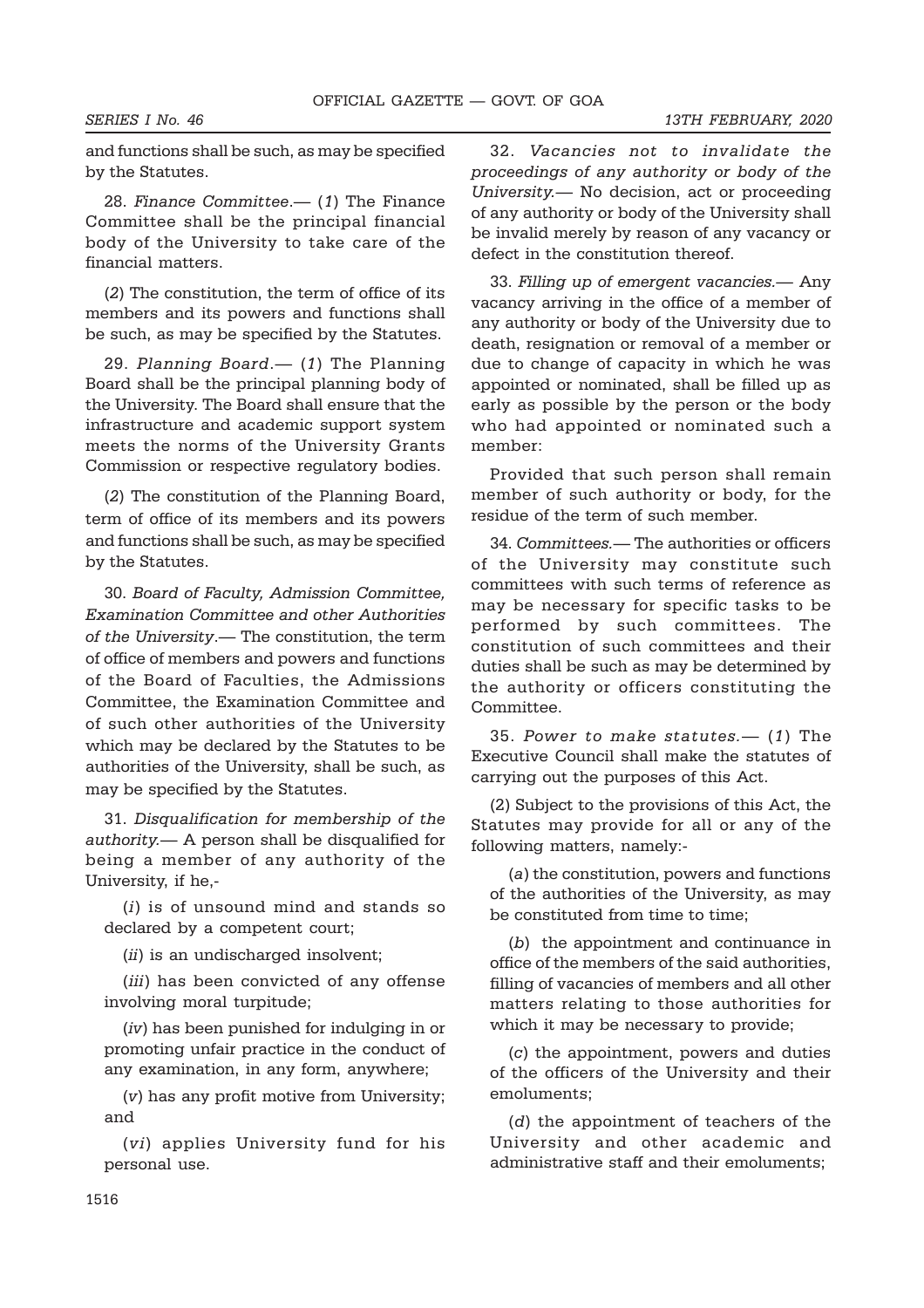and functions shall be such, as may be specified by the Statutes.

28. *Finance Committee*.— (*1*) The Finance Committee shall be the principal financial body of the University to take care of the financial matters.

(*2*) The constitution, the term of office of its members and its powers and functions shall be such, as may be specified by the Statutes.

29. *Planning Board*.— (*1*) The Planning Board shall be the principal planning body of the University. The Board shall ensure that the infrastructure and academic support system meets the norms of the University Grants Commission or respective regulatory bodies.

(*2*) The constitution of the Planning Board, term of office of its members and its powers and functions shall be such, as may be specified by the Statutes.

30. *Board of Faculty, Admission Committee, Examination Committee and other Authorities of the University*.— The constitution, the term of office of members and powers and functions of the Board of Faculties, the Admissions Committee, the Examination Committee and of such other authorities of the University which may be declared by the Statutes to be authorities of the University, shall be such, as may be specified by the Statutes.

31. *Disqualification for membership of the authority*.— A person shall be disqualified for being a member of any authority of the University, if he,-

(*i*) is of unsound mind and stands so declared by a competent court;

(*ii*) is an undischarged insolvent;

(*iii*) has been convicted of any offense involving moral turpitude;

(*iv*) has been punished for indulging in or promoting unfair practice in the conduct of any examination, in any form, anywhere;

(*v*) has any profit motive from University; and

(*vi*) applies University fund for his personal use.

32. *Vacancies not to invalidate the proceedings of any authority or body of the University*.— No decision, act or proceeding of any authority or body of the University shall be invalid merely by reason of any vacancy or defect in the constitution thereof.

33. *Filling up of emergent vacancies*.— Any vacancy arriving in the office of a member of any authority or body of the University due to death, resignation or removal of a member or due to change of capacity in which he was appointed or nominated, shall be filled up as early as possible by the person or the body who had appointed or nominated such a member:

Provided that such person shall remain member of such authority or body, for the residue of the term of such member.

34. *Committees*.— The authorities or officers of the University may constitute such committees with such terms of reference as may be necessary for specific tasks to be performed by such committees. The constitution of such committees and their duties shall be such as may be determined by the authority or officers constituting the Committee.

35. *Power to make statutes*.— (*1*) The Executive Council shall make the statutes of carrying out the purposes of this Act.

(2) Subject to the provisions of this Act, the Statutes may provide for all or any of the following matters, namely:-

(*a*) the constitution, powers and functions of the authorities of the University, as may be constituted from time to time;

(*b*) the appointment and continuance in office of the members of the said authorities, filling of vacancies of members and all other matters relating to those authorities for which it may be necessary to provide;

(*c*) the appointment, powers and duties of the officers of the University and their emoluments;

(*d*) the appointment of teachers of the University and other academic and administrative staff and their emoluments;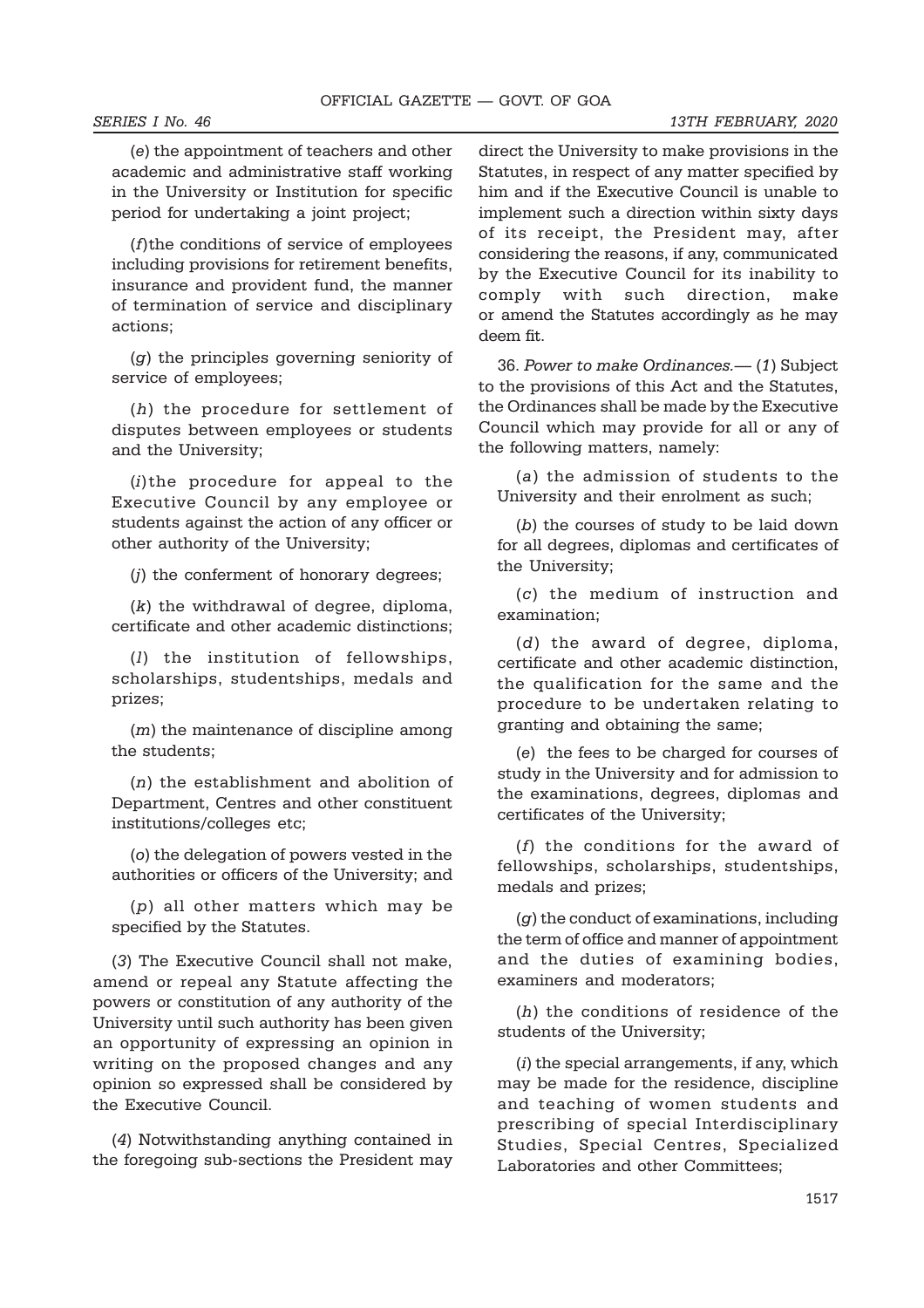(*e*) the appointment of teachers and other academic and administrative staff working in the University or Institution for specific period for undertaking a joint project;

(*f*)the conditions of service of employees including provisions for retirement benefits, insurance and provident fund, the manner of termination of service and disciplinary actions;

(*g*) the principles governing seniority of service of employees;

(*h*) the procedure for settlement of disputes between employees or students and the University;

(*i*)the procedure for appeal to the Executive Council by any employee or students against the action of any officer or other authority of the University;

(*j*) the conferment of honorary degrees;

(*k*) the withdrawal of degree, diploma, certificate and other academic distinctions;

(*l*) the institution of fellowships, scholarships, studentships, medals and prizes;

(*m*) the maintenance of discipline among the students;

(*n*) the establishment and abolition of Department, Centres and other constituent institutions/colleges etc;

(*o*) the delegation of powers vested in the authorities or officers of the University; and

(*p*) all other matters which may be specified by the Statutes.

(*3*) The Executive Council shall not make, amend or repeal any Statute affecting the powers or constitution of any authority of the University until such authority has been given an opportunity of expressing an opinion in writing on the proposed changes and any opinion so expressed shall be considered by the Executive Council.

(*4*) Notwithstanding anything contained in the foregoing sub-sections the President may direct the University to make provisions in the Statutes, in respect of any matter specified by him and if the Executive Council is unable to implement such a direction within sixty days of its receipt, the President may, after considering the reasons, if any, communicated by the Executive Council for its inability to comply with such direction, make or amend the Statutes accordingly as he may deem fit.

36. *Power to make Ordinances.*— (*1*) Subject to the provisions of this Act and the Statutes, the Ordinances shall be made by the Executive Council which may provide for all or any of the following matters, namely:

(*a*) the admission of students to the University and their enrolment as such;

(*b*) the courses of study to be laid down for all degrees, diplomas and certificates of the University;

(*c*) the medium of instruction and examination;

(*d*) the award of degree, diploma, certificate and other academic distinction, the qualification for the same and the procedure to be undertaken relating to granting and obtaining the same;

(*e*) the fees to be charged for courses of study in the University and for admission to the examinations, degrees, diplomas and certificates of the University;

(*f*) the conditions for the award of fellowships, scholarships, studentships, medals and prizes;

(*g*) the conduct of examinations, including the term of office and manner of appointment and the duties of examining bodies, examiners and moderators;

(*h*) the conditions of residence of the students of the University;

(*i*) the special arrangements, if any, which may be made for the residence, discipline and teaching of women students and prescribing of special Interdisciplinary Studies, Special Centres, Specialized Laboratories and other Committees;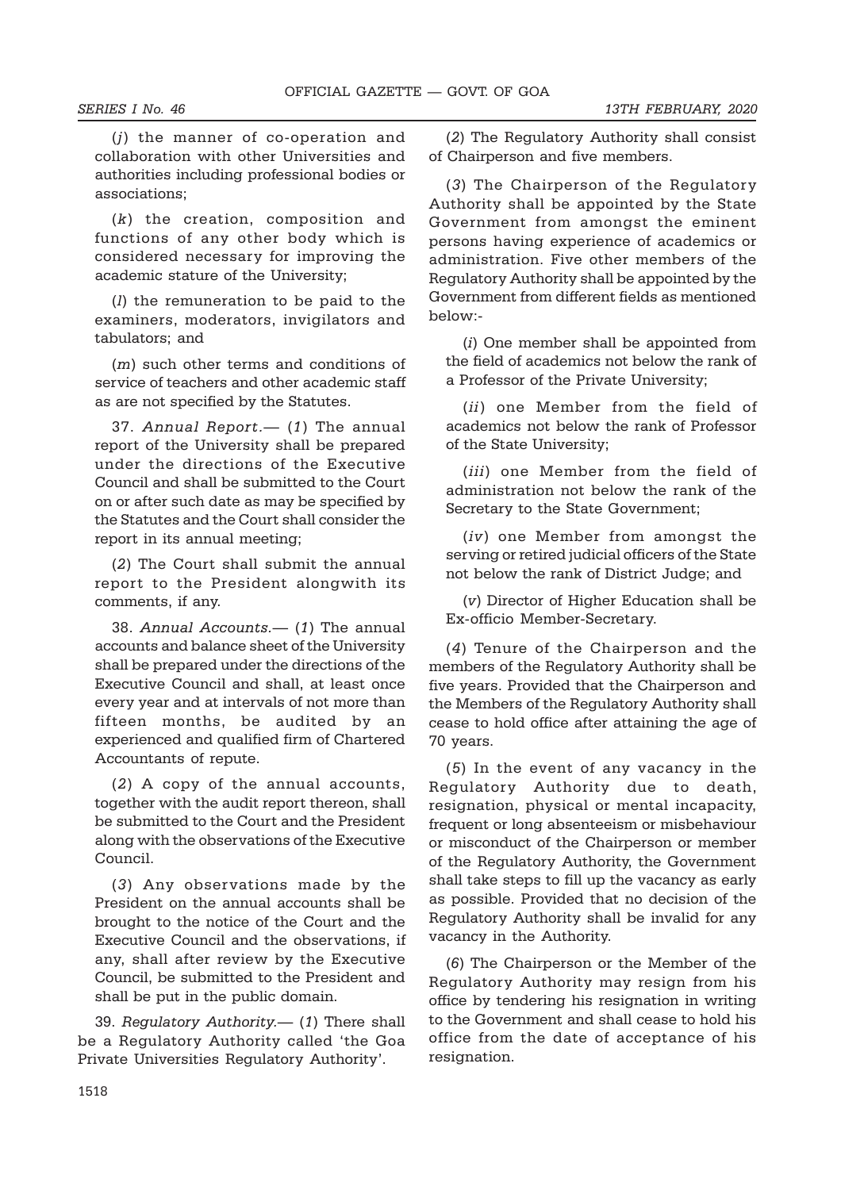(*j*) the manner of co-operation and collaboration with other Universities and authorities including professional bodies or associations;

(*k*) the creation, composition and functions of any other body which is considered necessary for improving the academic stature of the University;

(*l*) the remuneration to be paid to the examiners, moderators, invigilators and tabulators; and

(*m*) such other terms and conditions of service of teachers and other academic staff as are not specified by the Statutes.

37. *Annual Report*.— (*1*) The annual report of the University shall be prepared under the directions of the Executive Council and shall be submitted to the Court on or after such date as may be specified by the Statutes and the Court shall consider the report in its annual meeting;

(*2*) The Court shall submit the annual report to the President alongwith its comments, if any.

38. *Annual Accounts*.— (*1*) The annual accounts and balance sheet of the University shall be prepared under the directions of the Executive Council and shall, at least once every year and at intervals of not more than fifteen months, be audited by an experienced and qualified firm of Chartered Accountants of repute.

(*2*) A copy of the annual accounts, together with the audit report thereon, shall be submitted to the Court and the President along with the observations of the Executive Council.

(*3*) Any observations made by the President on the annual accounts shall be brought to the notice of the Court and the Executive Council and the observations, if any, shall after review by the Executive Council, be submitted to the President and shall be put in the public domain.

39. *Regulatory Authority*.— (*1*) There shall be a Regulatory Authority called 'the Goa Private Universities Regulatory Authority'.

(*2*) The Regulatory Authority shall consist of Chairperson and five members.

(*3*) The Chairperson of the Regulatory Authority shall be appointed by the State Government from amongst the eminent persons having experience of academics or administration. Five other members of the Regulatory Authority shall be appointed by the Government from different fields as mentioned below:-

(*i*) One member shall be appointed from the field of academics not below the rank of a Professor of the Private University;

(*ii*) one Member from the field of academics not below the rank of Professor of the State University;

(*iii*) one Member from the field of administration not below the rank of the Secretary to the State Government;

(*iv*) one Member from amongst the serving or retired judicial officers of the State not below the rank of District Judge; and

(*v*) Director of Higher Education shall be Ex-officio Member-Secretary.

(*4*) Tenure of the Chairperson and the members of the Regulatory Authority shall be five years. Provided that the Chairperson and the Members of the Regulatory Authority shall cease to hold office after attaining the age of 70 years.

(*5*) In the event of any vacancy in the Regulatory Authority due to death, resignation, physical or mental incapacity, frequent or long absenteeism or misbehaviour or misconduct of the Chairperson or member of the Regulatory Authority, the Government shall take steps to fill up the vacancy as early as possible. Provided that no decision of the Regulatory Authority shall be invalid for any vacancy in the Authority.

(*6*) The Chairperson or the Member of the Regulatory Authority may resign from his office by tendering his resignation in writing to the Government and shall cease to hold his office from the date of acceptance of his resignation.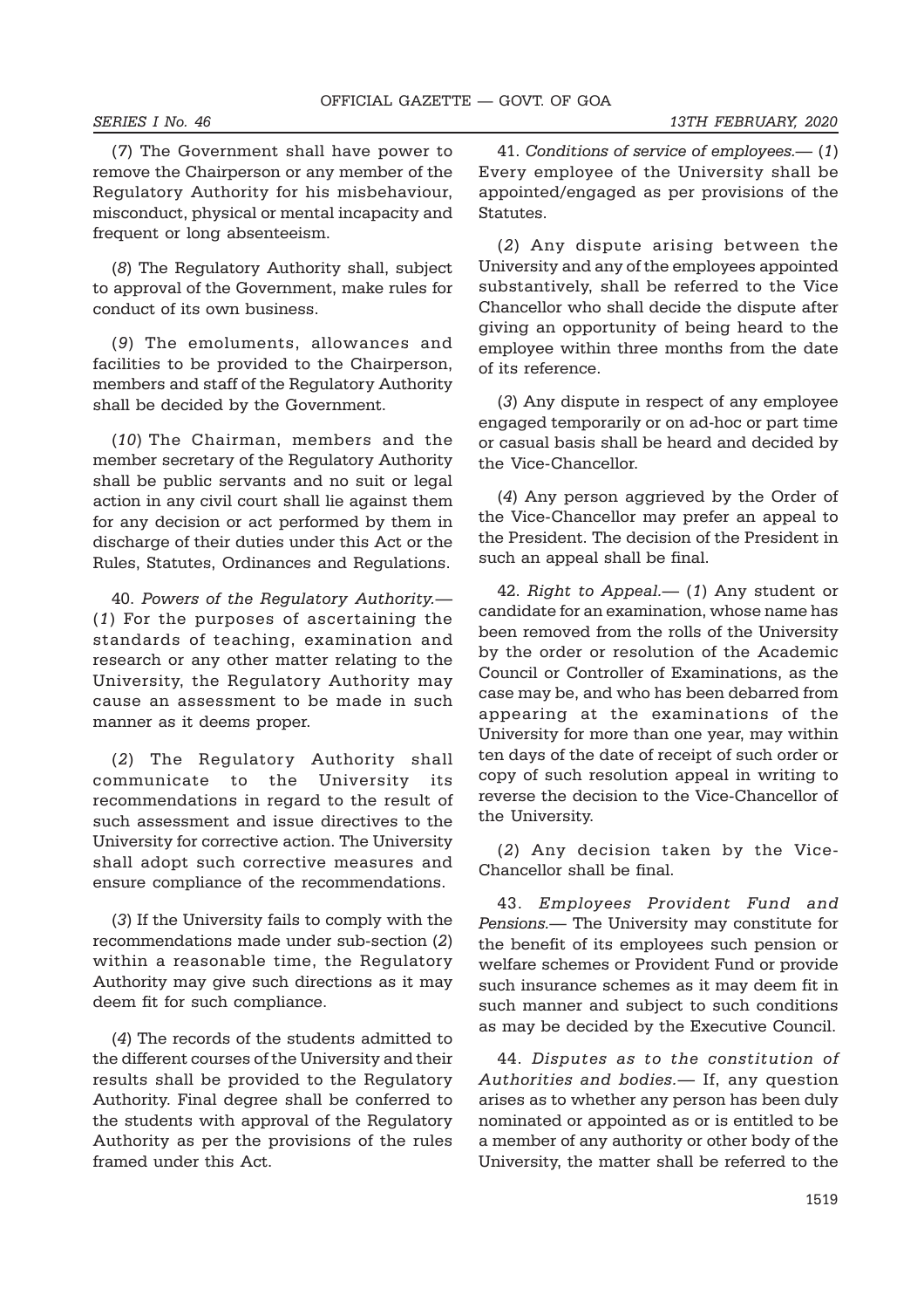(7) The Government shall have power to remove the Chairperson or any member of the Regulatory Authority for his misbehaviour, misconduct, physical or mental incapacity and frequent or long absenteeism.

(8) The Regulatory Authority shall, subject to approval of the Government, make rules for conduct of its own business.

(9) The emoluments, allowances and facilities to be provided to the Chairperson, members and staff of the Regulatory Authority shall be decided by the Government.

(10) The Chairman, members and the member secretary of the Regulatory Authority shall be public servants and no suit or legal action in any civil court shall lie against them for any decision or act performed by them in discharge of their duties under this Act or the Rules, Statutes, Ordinances and Regulations.

40. *Powers of the Regulatory Authority.*— (1) For the purposes of ascertaining the standards of teaching, examination and research or any other matter relating to the University, the Regulatory Authority may cause an assessment to be made in such manner as it deems proper.

(2) The Regulatory Authority shall communicate to the University its recommendations in regard to the result of such assessment and issue directives to the University for corrective action. The University shall adopt such corrective measures and ensure compliance of the recommendations.

(3) If the University fails to comply with the recommendations made under sub-section (2) within a reasonable time, the Regulatory Authority may give such directions as it may deem fit for such compliance.

(4) The records of the students admitted to the different courses of the University and their results shall be provided to the Regulatory Authority. Final degree shall be conferred to the students with approval of the Regulatory Authority as per the provisions of the rules framed under this Act.

41. *Conditions of service of employees.*— (1) Every employee of the University shall be appointed/engaged as per provisions of the Statutes.

(2) Any dispute arising between the University and any of the employees appointed substantively, shall be referred to the Vice Chancellor who shall decide the dispute after giving an opportunity of being heard to the employee within three months from the date of its reference.

(3) Any dispute in respect of any employee engaged temporarily or on ad-hoc or part time or casual basis shall be heard and decided by the Vice-Chancellor.

(4) Any person aggrieved by the Order of the Vice-Chancellor may prefer an appeal to the President. The decision of the President in such an appeal shall be final.

42. *Right to Appeal.*— (1) Any student or candidate for an examination, whose name has been removed from the rolls of the University by the order or resolution of the Academic Council or Controller of Examinations, as the case may be, and who has been debarred from appearing at the examinations of the University for more than one year, may within ten days of the date of receipt of such order or copy of such resolution appeal in writing to reverse the decision to the Vice-Chancellor of the University.

(2) Any decision taken by the Vice-Chancellor shall be final.

43. *Employees Provident Fund and Pensions.*— The University may constitute for the benefit of its employees such pension or welfare schemes or Provident Fund or provide such insurance schemes as it may deem fit in such manner and subject to such conditions as may be decided by the Executive Council.

44. *Disputes as to the constitution of Authorities and bodies.*— If, any question arises as to whether any person has been duly nominated or appointed as or is entitled to be a member of any authority or other body of the University, the matter shall be referred to the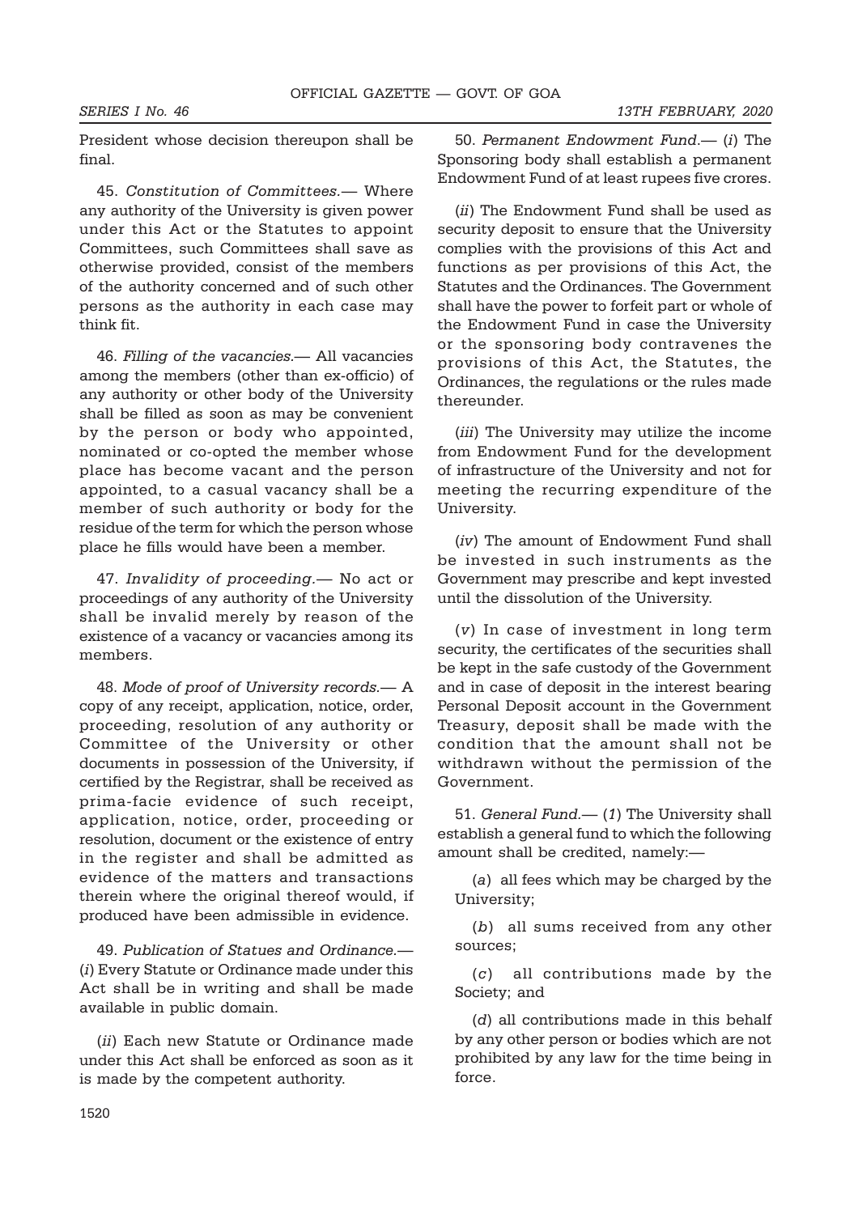President whose decision thereupon shall be final.

45. *Constitution of Committees.*— Where any authority of the University is given power under this Act or the Statutes to appoint Committees, such Committees shall save as otherwise provided, consist of the members of the authority concerned and of such other persons as the authority in each case may think fit.

46. *Filling of the vacancies.*— All vacancies among the members (other than ex-officio) of any authority or other body of the University shall be filled as soon as may be convenient by the person or body who appointed, nominated or co-opted the member whose place has become vacant and the person appointed, to a casual vacancy shall be a member of such authority or body for the residue of the term for which the person whose place he fills would have been a member.

47. *Invalidity of proceeding.*— No act or proceedings of any authority of the University shall be invalid merely by reason of the existence of a vacancy or vacancies among its members.

48. *Mode of proof of University records.*— A copy of any receipt, application, notice, order, proceeding, resolution of any authority or Committee of the University or other documents in possession of the University, if certified by the Registrar, shall be received as prima-facie evidence of such receipt, application, notice, order, proceeding or resolution, document or the existence of entry in the register and shall be admitted as evidence of the matters and transactions therein where the original thereof would, if produced have been admissible in evidence.

49. *Publication of Statues and Ordinance.*— (*i*) Every Statute or Ordinance made under this Act shall be in writing and shall be made available in public domain.

(*ii*) Each new Statute or Ordinance made under this Act shall be enforced as soon as it is made by the competent authority.

50. *Permanent Endowment Fund.*— (*i*) The Sponsoring body shall establish a permanent Endowment Fund of at least rupees five crores.

(*ii*) The Endowment Fund shall be used as security deposit to ensure that the University complies with the provisions of this Act and functions as per provisions of this Act, the Statutes and the Ordinances. The Government shall have the power to forfeit part or whole of the Endowment Fund in case the University or the sponsoring body contravenes the provisions of this Act, the Statutes, the Ordinances, the regulations or the rules made thereunder.

(*iii*) The University may utilize the income from Endowment Fund for the development of infrastructure of the University and not for meeting the recurring expenditure of the University.

(*iv*) The amount of Endowment Fund shall be invested in such instruments as the Government may prescribe and kept invested until the dissolution of the University.

(*v*) In case of investment in long term security, the certificates of the securities shall be kept in the safe custody of the Government and in case of deposit in the interest bearing Personal Deposit account in the Government Treasury, deposit shall be made with the condition that the amount shall not be withdrawn without the permission of the Government.

51. *General Fund.*— (*1*) The University shall establish a general fund to which the following amount shall be credited, namely:—

(*a*) all fees which may be charged by the University;

(*b*) all sums received from any other sources;

(*c*) all contributions made by the Society; and

(*d*) all contributions made in this behalf by any other person or bodies which are not prohibited by any law for the time being in force.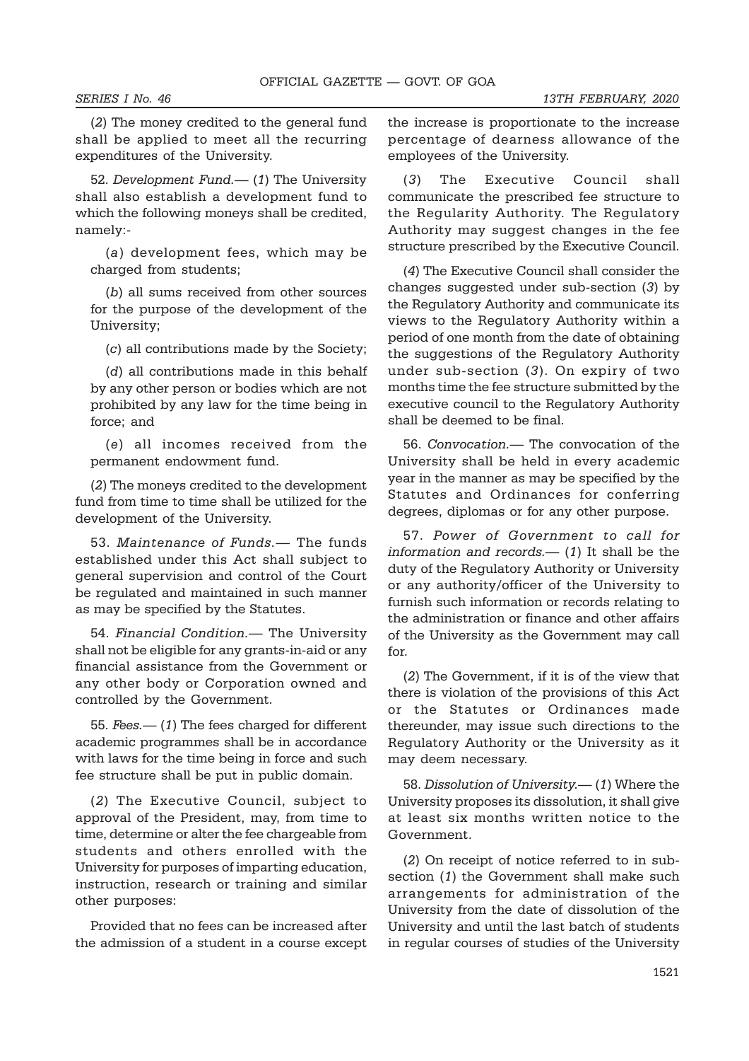(*2*) The money credited to the general fund shall be applied to meet all the recurring expenditures of the University.

52. *Development Fund.*— (*1*) The University shall also establish a development fund to which the following moneys shall be credited, namely:-

(*a*) development fees, which may be charged from students;

(*b*) all sums received from other sources for the purpose of the development of the University;

(*c*) all contributions made by the Society;

(*d*) all contributions made in this behalf by any other person or bodies which are not prohibited by any law for the time being in force; and

(*e*) all incomes received from the permanent endowment fund.

(*2*) The moneys credited to the development fund from time to time shall be utilized for the development of the University.

53. *Maintenance of Funds.*— The funds established under this Act shall subject to general supervision and control of the Court be regulated and maintained in such manner as may be specified by the Statutes.

54. *Financial Condition.*— The University shall not be eligible for any grants-in-aid or any financial assistance from the Government or any other body or Corporation owned and controlled by the Government.

55. *Fees.*— (*1*) The fees charged for different academic programmes shall be in accordance with laws for the time being in force and such fee structure shall be put in public domain.

(*2*) The Executive Council, subject to approval of the President, may, from time to time, determine or alter the fee chargeable from students and others enrolled with the University for purposes of imparting education, instruction, research or training and similar other purposes:

Provided that no fees can be increased after the admission of a student in a course except the increase is proportionate to the increase percentage of dearness allowance of the employees of the University.

(*3*) The Executive Council shall communicate the prescribed fee structure to the Regularity Authority. The Regulatory Authority may suggest changes in the fee structure prescribed by the Executive Council.

(*4*) The Executive Council shall consider the changes suggested under sub-section (*3*) by the Regulatory Authority and communicate its views to the Regulatory Authority within a period of one month from the date of obtaining the suggestions of the Regulatory Authority under sub-section (*3*). On expiry of two months time the fee structure submitted by the executive council to the Regulatory Authority shall be deemed to be final.

56. *Convocation.*— The convocation of the University shall be held in every academic year in the manner as may be specified by the Statutes and Ordinances for conferring degrees, diplomas or for any other purpose.

57. *Power of Government to call for information and records.*— (*1*) It shall be the duty of the Regulatory Authority or University or any authority/officer of the University to furnish such information or records relating to the administration or finance and other affairs of the University as the Government may call for.

(*2*) The Government, if it is of the view that there is violation of the provisions of this Act or the Statutes or Ordinances made thereunder, may issue such directions to the Regulatory Authority or the University as it may deem necessary.

58. *Dissolution of University.*— (*1*) Where the University proposes its dissolution, it shall give at least six months written notice to the Government.

(*2*) On receipt of notice referred to in sub-section (*1*) the Government shall make such arrangements for administration of the University from the date of dissolution of the University and until the last batch of students in regular courses of studies of the University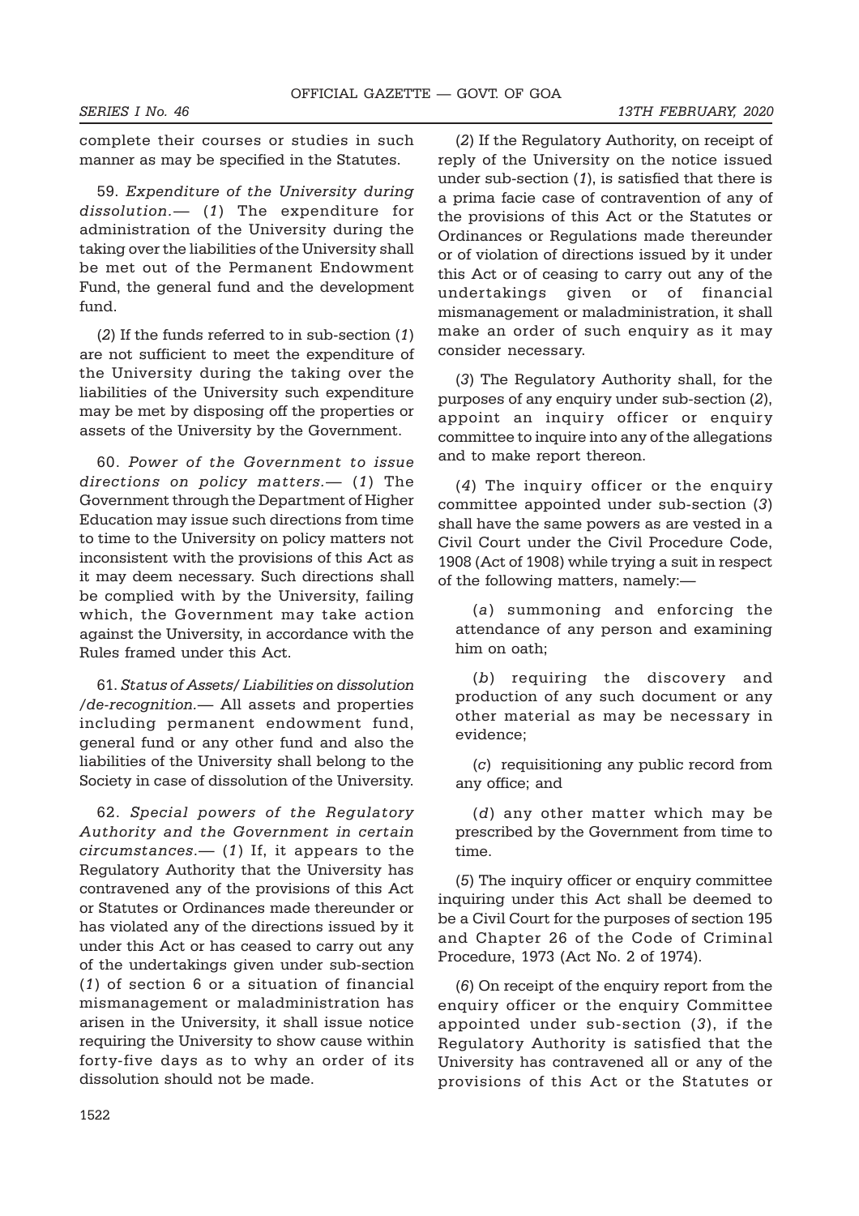complete their courses or studies in such manner as may be specified in the Statutes.

59. *Expenditure of the University during dissolution.*— (*1*) The expenditure for administration of the University during the taking over the liabilities of the University shall be met out of the Permanent Endowment Fund, the general fund and the development fund.

(*2*) If the funds referred to in sub-section (*1*) are not sufficient to meet the expenditure of the University during the taking over the liabilities of the University such expenditure may be met by disposing off the properties or assets of the University by the Government.

60. *Power of the Government to issue directions on policy matters.*— (*1*) The Government through the Department of Higher Education may issue such directions from time to time to the University on policy matters not inconsistent with the provisions of this Act as it may deem necessary. Such directions shall be complied with by the University, failing which, the Government may take action against the University, in accordance with the Rules framed under this Act.

61. *Status of Assets/ Liabilities on dissolution /de-recognition.*— All assets and properties including permanent endowment fund, general fund or any other fund and also the liabilities of the University shall belong to the Society in case of dissolution of the University.

62. *Special powers of the Regulatory Authority and the Government in certain circumstances.*— (*1*) If, it appears to the Regulatory Authority that the University has contravened any of the provisions of this Act or Statutes or Ordinances made thereunder or has violated any of the directions issued by it under this Act or has ceased to carry out any of the undertakings given under sub-section (*1*) of section 6 or a situation of financial mismanagement or maladministration has arisen in the University, it shall issue notice requiring the University to show cause within forty-five days as to why an order of its dissolution should not be made.

(*2*) If the Regulatory Authority, on receipt of reply of the University on the notice issued under sub-section (*1*), is satisfied that there is a prima facie case of contravention of any of the provisions of this Act or the Statutes or Ordinances or Regulations made thereunder or of violation of directions issued by it under this Act or of ceasing to carry out any of the undertakings given or of financial mismanagement or maladministration, it shall make an order of such enquiry as it may consider necessary.

(*3*) The Regulatory Authority shall, for the purposes of any enquiry under sub-section (*2*), appoint an inquiry officer or enquiry committee to inquire into any of the allegations and to make report thereon.

(*4*) The inquiry officer or the enquiry committee appointed under sub-section (*3*) shall have the same powers as are vested in a Civil Court under the Civil Procedure Code, 1908 (Act of 1908) while trying a suit in respect of the following matters, namely:—

(*a*) summoning and enforcing the attendance of any person and examining him on oath;

(*b*) requiring the discovery and production of any such document or any other material as may be necessary in evidence;

(*c*) requisitioning any public record from any office; and

(*d*) any other matter which may be prescribed by the Government from time to time.

(*5*) The inquiry officer or enquiry committee inquiring under this Act shall be deemed to be a Civil Court for the purposes of section 195 and Chapter 26 of the Code of Criminal Procedure, 1973 (Act No. 2 of 1974).

(*6*) On receipt of the enquiry report from the enquiry officer or the enquiry Committee appointed under sub-section (*3*), if the Regulatory Authority is satisfied that the University has contravened all or any of the provisions of this Act or the Statutes or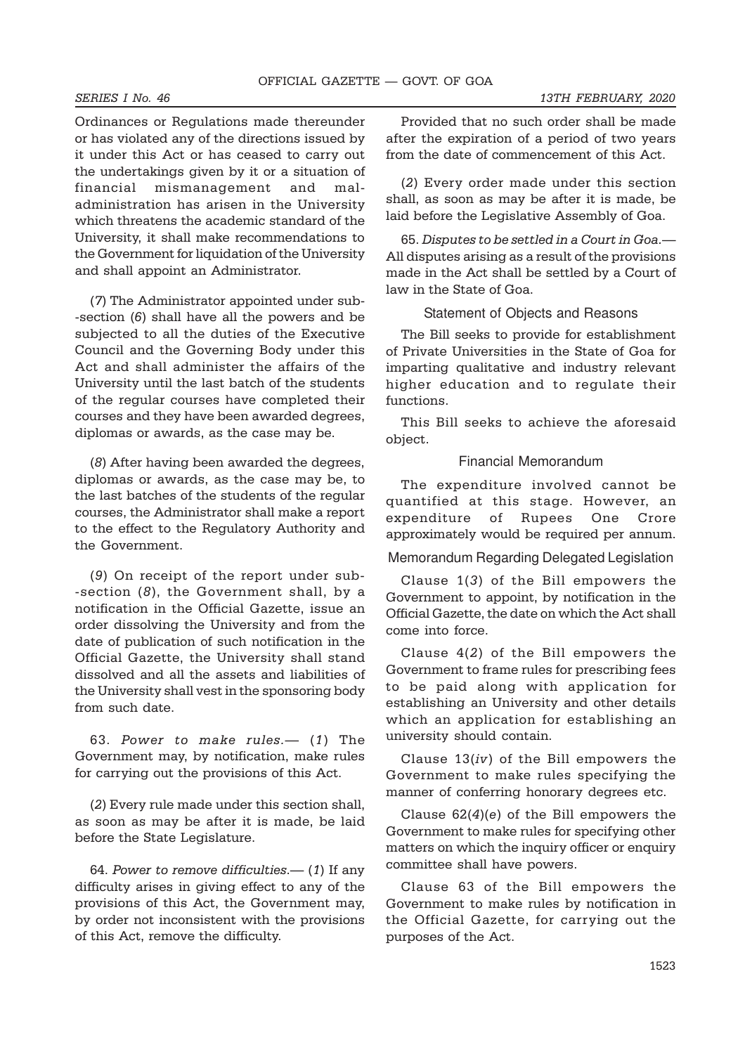Ordinances or Regulations made thereunder or has violated any of the directions issued by it under this Act or has ceased to carry out the undertakings given by it or a situation of financial mismanagement and mal-administration has arisen in the University which threatens the academic standard of the University, it shall make recommendations to the Government for liquidation of the University and shall appoint an Administrator.

(*7*) The Administrator appointed under sub-section (*6*) shall have all the powers and be subjected to all the duties of the Executive Council and the Governing Body under this Act and shall administer the affairs of the University until the last batch of the students of the regular courses have completed their courses and they have been awarded degrees, diplomas or awards, as the case may be.

(*8*) After having been awarded the degrees, diplomas or awards, as the case may be, to the last batches of the students of the regular courses, the Administrator shall make a report to the effect to the Regulatory Authority and the Government.

(*9*) On receipt of the report under sub-section (*8*), the Government shall, by a notification in the Official Gazette, issue an order dissolving the University and from the date of publication of such notification in the Official Gazette, the University shall stand dissolved and all the assets and liabilities of the University shall vest in the sponsoring body from such date.

63. *Power to make rules.*— (*1*) The Government may, by notification, make rules for carrying out the provisions of this Act.

(*2*) Every rule made under this section shall, as soon as may be after it is made, be laid before the State Legislature.

64. *Power to remove difficulties.*— (*1*) If any difficulty arises in giving effect to any of the provisions of this Act, the Government may, by order not inconsistent with the provisions of this Act, remove the difficulty.

Provided that no such order shall be made after the expiration of a period of two years from the date of commencement of this Act.

(*2*) Every order made under this section shall, as soon as may be after it is made, be laid before the Legislative Assembly of Goa.

65. *Disputes to be settled in a Court in Goa.*— All disputes arising as a result of the provisions made in the Act shall be settled by a Court of law in the State of Goa.

## Statement of Objects and Reasons

The Bill seeks to provide for establishment of Private Universities in the State of Goa for imparting qualitative and industry relevant higher education and to regulate their functions.

This Bill seeks to achieve the aforesaid object.

## Financial Memorandum

The expenditure involved cannot be quantified at this stage. However, an expenditure of Rupees One Crore approximately would be required per annum.

## Memorandum Regarding Delegated Legislation

Clause 1(*3*) of the Bill empowers the Government to appoint, by notification in the Official Gazette, the date on which the Act shall come into force.

Clause 4(*2*) of the Bill empowers the Government to frame rules for prescribing fees to be paid along with application for establishing an University and other details which an application for establishing an university should contain.

Clause 13(*iv*) of the Bill empowers the Government to make rules specifying the manner of conferring honorary degrees etc.

Clause 62(*4*)(*e*) of the Bill empowers the Government to make rules for specifying other matters on which the inquiry officer or enquiry committee shall have powers.

Clause 63 of the Bill empowers the Government to make rules by notification in the Official Gazette, for carrying out the purposes of the Act.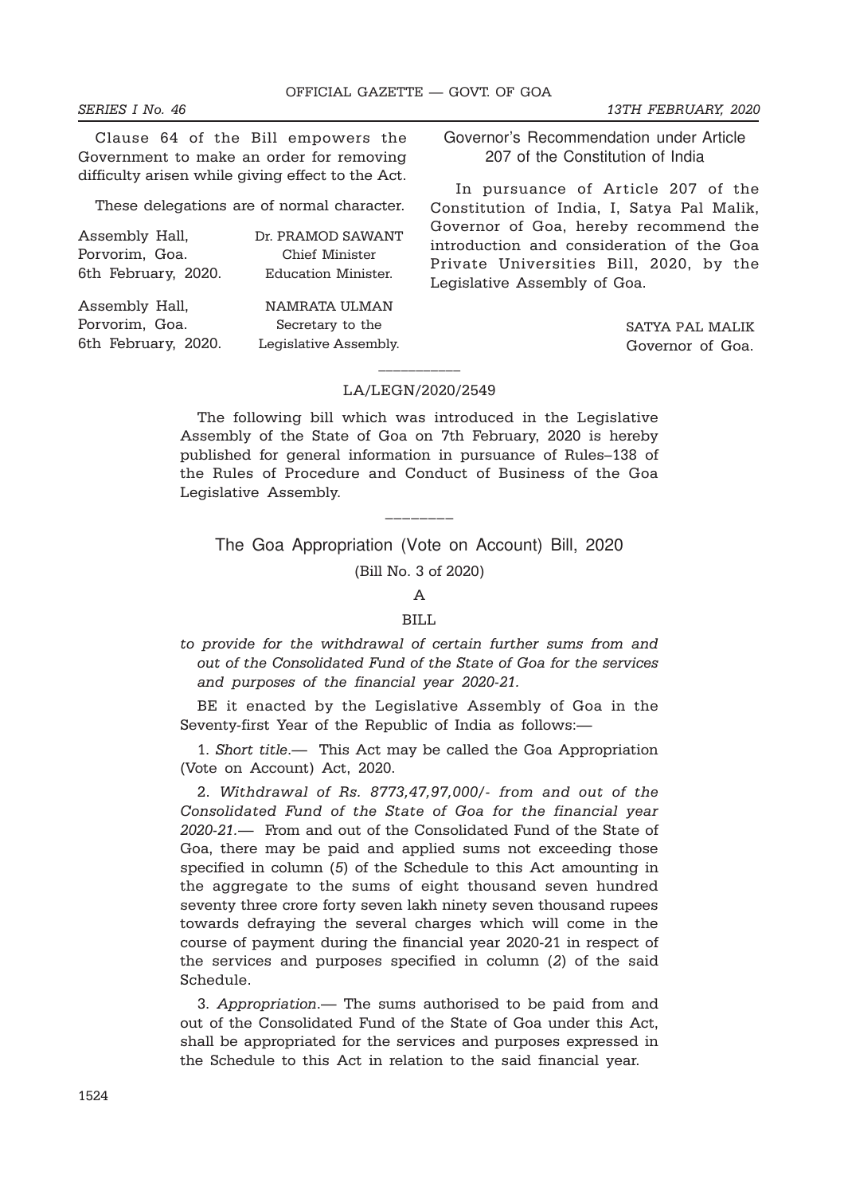Clause 64 of the Bill empowers the Government to make an order for removing difficulty arisen while giving effect to the Act.

These delegations are of normal character.

| | |
|---|---|
| Assembly Hall, Porvorim, Goa. 6th February, 2020. | Dr. PRAMOD SAWANT Chief Minister Education Minister. |
| Assembly Hall, Porvorim, Goa. 6th February, 2020. | NAMRATA ULMAN Secretary to the Legislative Assembly. |

Governor's Recommendation under Article 207 of the Constitution of India

In pursuance of Article 207 of the Constitution of India, I, Satya Pal Malik, Governor of Goa, hereby recommend the introduction and consideration of the Goa Private Universities Bill, 2020, by the Legislative Assembly of Goa.

SATYA PAL MALIK
Governor of Goa.

---

LA/LEGN/2020/2549

The following bill which was introduced in the Legislative Assembly of the State of Goa on 7th February, 2020 is hereby published for general information in pursuance of Rules–138 of the Rules of Procedure and Conduct of Business of the Goa Legislative Assembly.

---

## The Goa Appropriation (Vote on Account) Bill, 2020

(Bill No. 3 of 2020)

A

BILL

*to provide for the withdrawal of certain further sums from and out of the Consolidated Fund of the State of Goa for the services and purposes of the financial year 2020-21.*

BE it enacted by the Legislative Assembly of Goa in the Seventy-first Year of the Republic of India as follows:—

1. *Short title*.— This Act may be called the Goa Appropriation (Vote on Account) Act, 2020.

2. *Withdrawal of Rs. 8773,47,97,000/- from and out of the Consolidated Fund of the State of Goa for the financial year 2020-21*.— From and out of the Consolidated Fund of the State of Goa, there may be paid and applied sums not exceeding those specified in column (*5*) of the Schedule to this Act amounting in the aggregate to the sums of eight thousand seven hundred seventy three crore forty seven lakh ninety seven thousand rupees towards defraying the several charges which will come in the course of payment during the financial year 2020-21 in respect of the services and purposes specified in column (*2*) of the said Schedule.

3. *Appropriation*.— The sums authorised to be paid from and out of the Consolidated Fund of the State of Goa under this Act, shall be appropriated for the services and purposes expressed in the Schedule to this Act in relation to the said financial year.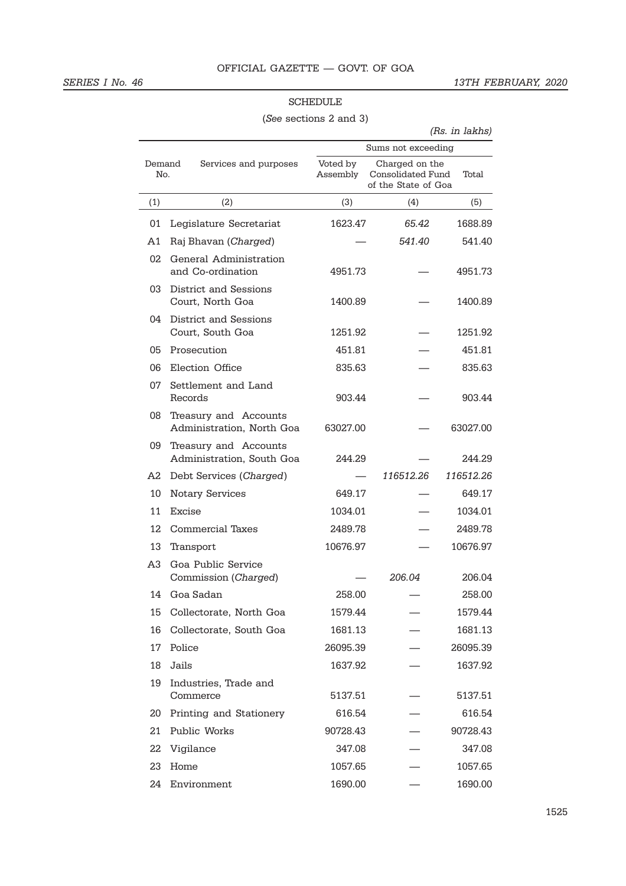## SCHEDULE

(*See* sections 2 and 3)

*(Rs. in lakhs)*

| Demand No. | Services and purposes | Sums not exceeding | | |
|---|---|---|---|---|
| | | Voted by Assembly | Charged on the Consolidated Fund of the State of Goa | Total |
| (1) | (2) | (3) | (4) | (5) |
| 01 | Legislature Secretariat | 1623.47 | *65.42* | 1688.89 |
| A1 | Raj Bhavan (*Charged*) | — | *541.40* | 541.40 |
| 02 | General Administration and Co-ordination | 4951.73 | — | 4951.73 |
| 03 | District and Sessions Court, North Goa | 1400.89 | — | 1400.89 |
| 04 | District and Sessions Court, South Goa | 1251.92 | — | 1251.92 |
| 05 | Prosecution | 451.81 | — | 451.81 |
| 06 | Election Office | 835.63 | — | 835.63 |
| 07 | Settlement and Land Records | 903.44 | — | 903.44 |
| 08 | Treasury and Accounts Administration, North Goa | 63027.00 | — | 63027.00 |
| 09 | Treasury and Accounts Administration, South Goa | 244.29 | — | 244.29 |
| A2 | Debt Services (*Charged*) | — | *116512.26* | *116512.26* |
| 10 | Notary Services | 649.17 | — | 649.17 |
| 11 | Excise | 1034.01 | — | 1034.01 |
| 12 | Commercial Taxes | 2489.78 | — | 2489.78 |
| 13 | Transport | 10676.97 | — | 10676.97 |
| A3 | Goa Public Service Commission (*Charged*) | — | *206.04* | 206.04 |
| 14 | Goa Sadan | 258.00 | — | 258.00 |
| 15 | Collectorate, North Goa | 1579.44 | — | 1579.44 |
| 16 | Collectorate, South Goa | 1681.13 | — | 1681.13 |
| 17 | Police | 26095.39 | — | 26095.39 |
| 18 | Jails | 1637.92 | — | 1637.92 |
| 19 | Industries, Trade and Commerce | 5137.51 | — | 5137.51 |
| 20 | Printing and Stationery | 616.54 | — | 616.54 |
| 21 | Public Works | 90728.43 | — | 90728.43 |
| 22 | Vigilance | 347.08 | — | 347.08 |
| 23 | Home | 1057.65 | — | 1057.65 |
| 24 | Environment | 1690.00 | — | 1690.00 |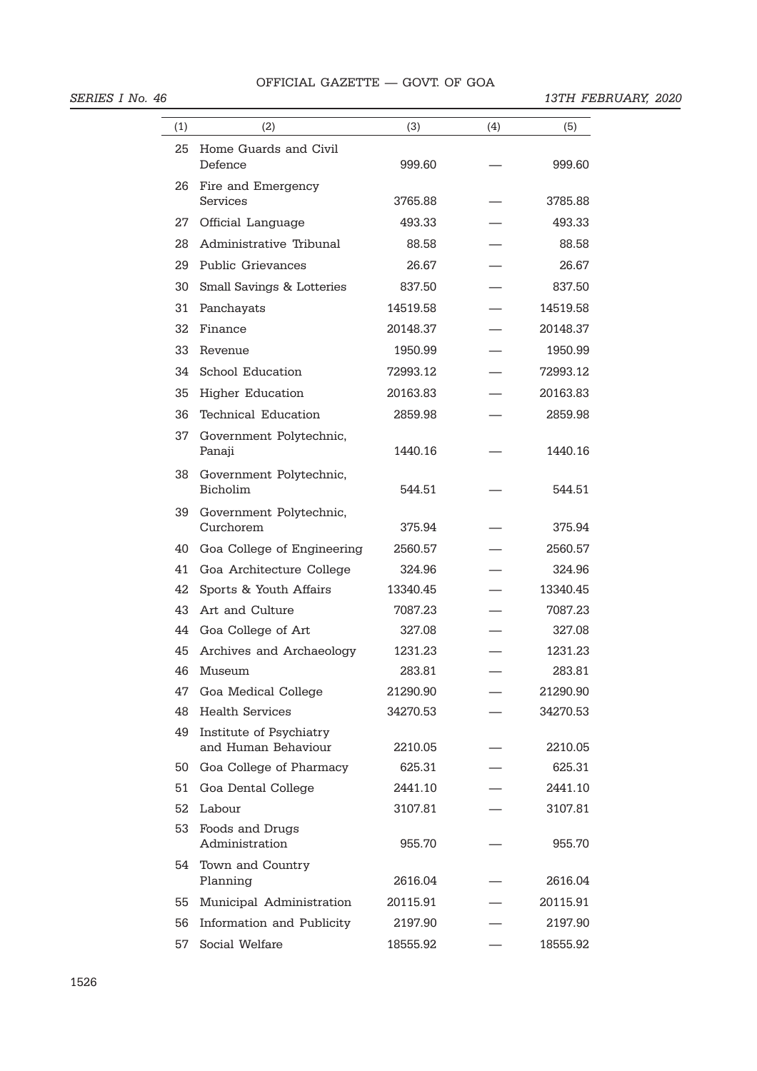| (1) | (2) | (3) | (4) | (5) |
|---|---|---|---|---|
| 25 | Home Guards and Civil Defence | 999.60 | — | 999.60 |
| 26 | Fire and Emergency Services | 3765.88 | — | 3785.88 |
| 27 | Official Language | 493.33 | — | 493.33 |
| 28 | Administrative Tribunal | 88.58 | — | 88.58 |
| 29 | Public Grievances | 26.67 | — | 26.67 |
| 30 | Small Savings & Lotteries | 837.50 | — | 837.50 |
| 31 | Panchayats | 14519.58 | — | 14519.58 |
| 32 | Finance | 20148.37 | — | 20148.37 |
| 33 | Revenue | 1950.99 | — | 1950.99 |
| 34 | School Education | 72993.12 | — | 72993.12 |
| 35 | Higher Education | 20163.83 | — | 20163.83 |
| 36 | Technical Education | 2859.98 | — | 2859.98 |
| 37 | Government Polytechnic, Panaji | 1440.16 | — | 1440.16 |
| 38 | Government Polytechnic, Bicholim | 544.51 | — | 544.51 |
| 39 | Government Polytechnic, Curchorem | 375.94 | — | 375.94 |
| 40 | Goa College of Engineering | 2560.57 | — | 2560.57 |
| 41 | Goa Architecture College | 324.96 | — | 324.96 |
| 42 | Sports & Youth Affairs | 13340.45 | — | 13340.45 |
| 43 | Art and Culture | 7087.23 | — | 7087.23 |
| 44 | Goa College of Art | 327.08 | — | 327.08 |
| 45 | Archives and Archaeology | 1231.23 | — | 1231.23 |
| 46 | Museum | 283.81 | — | 283.81 |
| 47 | Goa Medical College | 21290.90 | — | 21290.90 |
| 48 | Health Services | 34270.53 | — | 34270.53 |
| 49 | Institute of Psychiatry and Human Behaviour | 2210.05 | — | 2210.05 |
| 50 | Goa College of Pharmacy | 625.31 | — | 625.31 |
| 51 | Goa Dental College | 2441.10 | — | 2441.10 |
| 52 | Labour | 3107.81 | — | 3107.81 |
| 53 | Foods and Drugs Administration | 955.70 | — | 955.70 |
| 54 | Town and Country Planning | 2616.04 | — | 2616.04 |
| 55 | Municipal Administration | 20115.91 | — | 20115.91 |
| 56 | Information and Publicity | 2197.90 | — | 2197.90 |
| 57 | Social Welfare | 18555.92 | — | 18555.92 |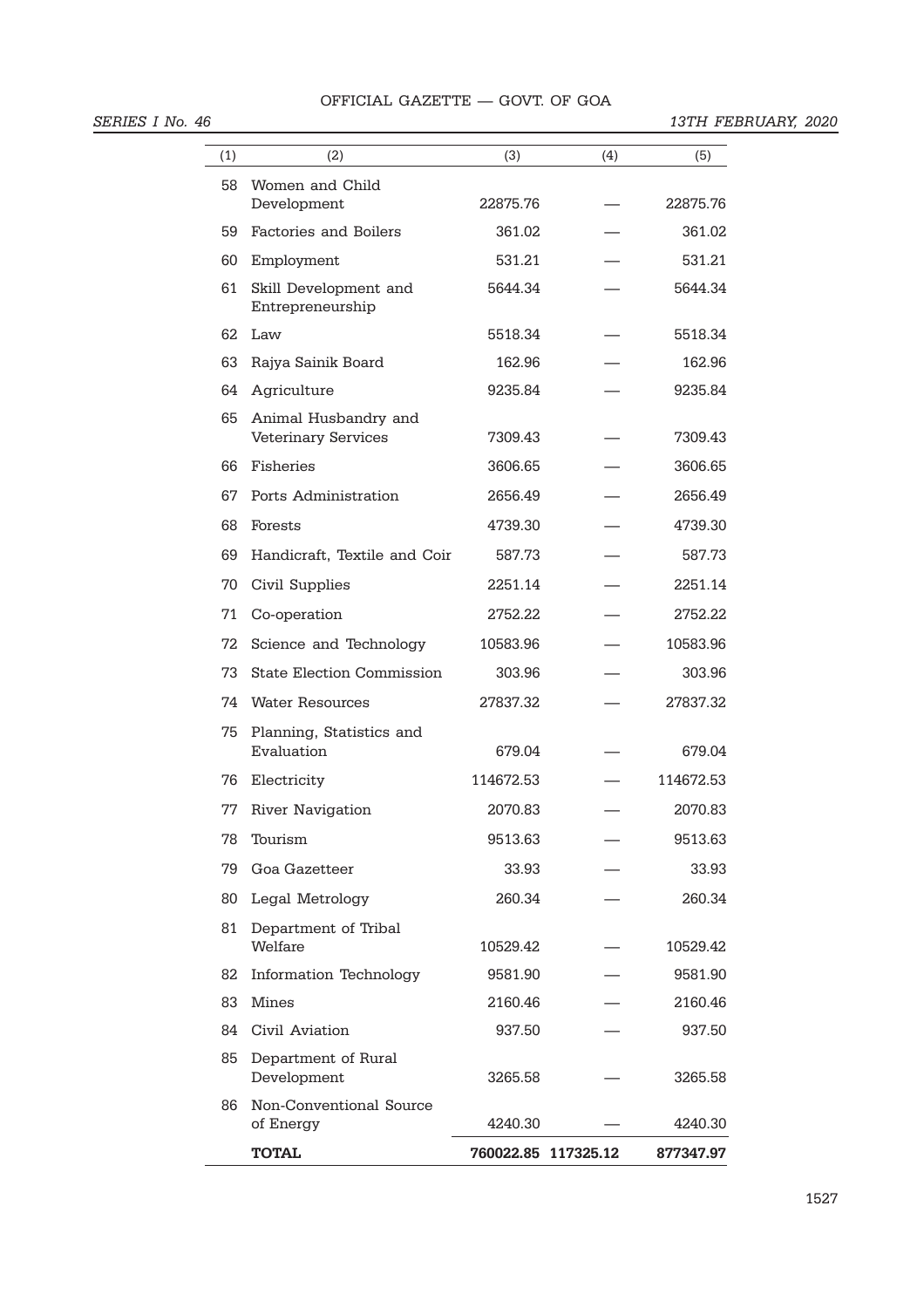| (1) | (2) | (3) | (4) | (5) |
|---|---|---|---|---|
| 58 | Women and Child Development | 22875.76 | — | 22875.76 |
| 59 | Factories and Boilers | 361.02 | — | 361.02 |
| 60 | Employment | 531.21 | — | 531.21 |
| 61 | Skill Development and Entrepreneurship | 5644.34 | — | 5644.34 |
| 62 | Law | 5518.34 | — | 5518.34 |
| 63 | Rajya Sainik Board | 162.96 | — | 162.96 |
| 64 | Agriculture | 9235.84 | — | 9235.84 |
| 65 | Animal Husbandry and Veterinary Services | 7309.43 | — | 7309.43 |
| 66 | Fisheries | 3606.65 | — | 3606.65 |
| 67 | Ports Administration | 2656.49 | — | 2656.49 |
| 68 | Forests | 4739.30 | — | 4739.30 |
| 69 | Handicraft, Textile and Coir | 587.73 | — | 587.73 |
| 70 | Civil Supplies | 2251.14 | — | 2251.14 |
| 71 | Co-operation | 2752.22 | — | 2752.22 |
| 72 | Science and Technology | 10583.96 | — | 10583.96 |
| 73 | State Election Commission | 303.96 | — | 303.96 |
| 74 | Water Resources | 27837.32 | — | 27837.32 |
| 75 | Planning, Statistics and Evaluation | 679.04 | — | 679.04 |
| 76 | Electricity | 114672.53 | — | 114672.53 |
| 77 | River Navigation | 2070.83 | — | 2070.83 |
| 78 | Tourism | 9513.63 | — | 9513.63 |
| 79 | Goa Gazetteer | 33.93 | — | 33.93 |
| 80 | Legal Metrology | 260.34 | — | 260.34 |
| 81 | Department of Tribal Welfare | 10529.42 | — | 10529.42 |
| 82 | Information Technology | 9581.90 | — | 9581.90 |
| 83 | Mines | 2160.46 | — | 2160.46 |
| 84 | Civil Aviation | 937.50 | — | 937.50 |
| 85 | Department of Rural Development | 3265.58 | — | 3265.58 |
| 86 | Non-Conventional Source of Energy | 4240.30 | — | 4240.30 |
| | **TOTAL** | **760022.85** | **117325.12** | **877347.97** |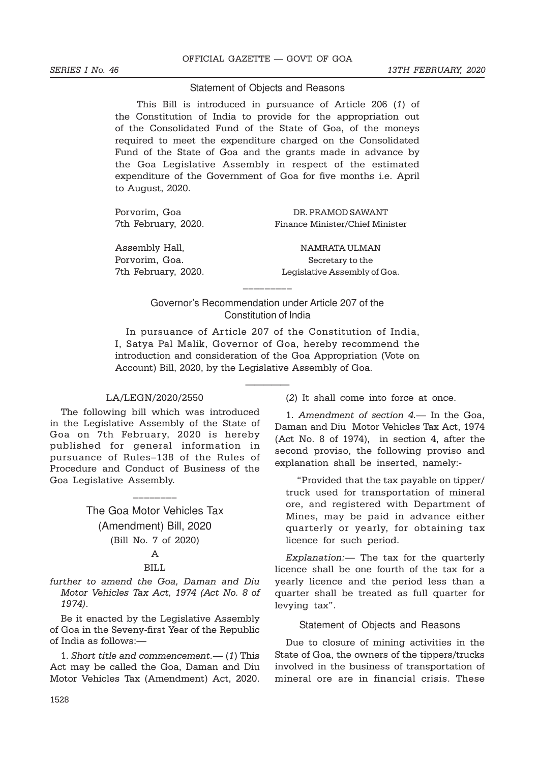## Statement of Objects and Reasons

This Bill is introduced in pursuance of Article 206 (*1*) of the Constitution of India to provide for the appropriation out of the Consolidated Fund of the State of Goa, of the moneys required to meet the expenditure charged on the Consolidated Fund of the State of Goa and the grants made in advance by the Goa Legislative Assembly in respect of the estimated expenditure of the Government of Goa for five months i.e. April to August, 2020.

Porvorim, Goa
7th February, 2020.

DR. PRAMOD SAWANT
Finance Minister/Chief Minister

Assembly Hall,
Porvorim, Goa.
7th February, 2020.

NAMRATA ULMAN
Secretary to the
Legislative Assembly of Goa.

---

## Governor's Recommendation under Article 207 of the Constitution of India

In pursuance of Article 207 of the Constitution of India, I, Satya Pal Malik, Governor of Goa, hereby recommend the introduction and consideration of the Goa Appropriation (Vote on Account) Bill, 2020, by the Legislative Assembly of Goa.

---

LA/LEGN/2020/2550

The following bill which was introduced in the Legislative Assembly of the State of Goa on 7th February, 2020 is hereby published for general information in pursuance of Rules–138 of the Rules of Procedure and Conduct of Business of the Goa Legislative Assembly.

---

## The Goa Motor Vehicles Tax (Amendment) Bill, 2020

(Bill No. 7 of 2020)

A

BILL

*further to amend the Goa, Daman and Diu Motor Vehicles Tax Act, 1974 (Act No. 8 of 1974).*

Be it enacted by the Legislative Assembly of Goa in the Seveny-first Year of the Republic of India as follows:—

1. *Short title and commencement.*— (*1*) This Act may be called the Goa, Daman and Diu Motor Vehicles Tax (Amendment) Act, 2020.

(*2*) It shall come into force at once.

1. *Amendment of section 4.*— In the Goa, Daman and Diu Motor Vehicles Tax Act, 1974 (Act No. 8 of 1974), in section 4, after the second proviso, the following proviso and explanation shall be inserted, namely:-

"Provided that the tax payable on tipper/truck used for transportation of mineral ore, and registered with Department of Mines, may be paid in advance either quarterly or yearly, for obtaining tax licence for such period.

*Explanation:*— The tax for the quarterly licence shall be one fourth of the tax for a yearly licence and the period less than a quarter shall be treated as full quarter for levying tax".

## Statement of Objects and Reasons

Due to closure of mining activities in the State of Goa, the owners of the tippers/trucks involved in the business of transportation of mineral ore are in financial crisis. These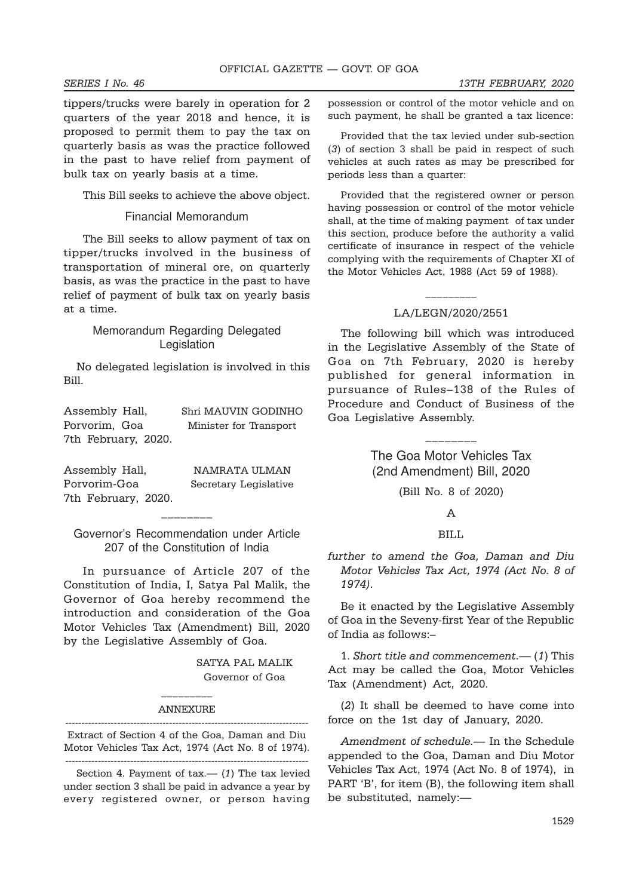tippers/trucks were barely in operation for 2 quarters of the year 2018 and hence, it is proposed to permit them to pay the tax on quarterly basis as was the practice followed in the past to have relief from payment of bulk tax on yearly basis at a time.

This Bill seeks to achieve the above object.

### Financial Memorandum

The Bill seeks to allow payment of tax on tipper/trucks involved in the business of transportation of mineral ore, on quarterly basis, as was the practice in the past to have relief of payment of bulk tax on yearly basis at a time.

### Memorandum Regarding Delegated Legislation

No delegated legislation is involved in this Bill.

Assembly Hall, Porvorim, Goa
7th February, 2020.

Shri MAUVIN GODINHO
Minister for Transport

Assembly Hall, Porvorim-Goa
7th February, 2020.

NAMRATA ULMAN
Secretary Legislative

________

### Governor's Recommendation under Article 207 of the Constitution of India

In pursuance of Article 207 of the Constitution of India, I, Satya Pal Malik, the Governor of Goa hereby recommend the introduction and consideration of the Goa Motor Vehicles Tax (Amendment) Bill, 2020 by the Legislative Assembly of Goa.

SATYA PAL MALIK
Governor of Goa

________

ANNEXURE

---

Extract of Section 4 of the Goa, Daman and Diu Motor Vehicles Tax Act, 1974 (Act No. 8 of 1974).

---

Section 4. Payment of tax.— (*1*) The tax levied under section 3 shall be paid in advance a year by every registered owner, or person having possession or control of the motor vehicle and on such payment, he shall be granted a tax licence:

Provided that the tax levied under sub-section (*3*) of section 3 shall be paid in respect of such vehicles at such rates as may be prescribed for periods less than a quarter:

Provided that the registered owner or person having possession or control of the motor vehicle shall, at the time of making payment of tax under this section, produce before the authority a valid certificate of insurance in respect of the vehicle complying with the requirements of Chapter XI of the Motor Vehicles Act, 1988 (Act 59 of 1988).

________

LA/LEGN/2020/2551

The following bill which was introduced in the Legislative Assembly of the State of Goa on 7th February, 2020 is hereby published for general information in pursuance of Rules–138 of the Rules of Procedure and Conduct of Business of the Goa Legislative Assembly.

________

## The Goa Motor Vehicles Tax (2nd Amendment) Bill, 2020

(Bill No. 8 of 2020)

A

BILL

*further to amend the Goa, Daman and Diu Motor Vehicles Tax Act, 1974 (Act No. 8 of 1974).*

Be it enacted by the Legislative Assembly of Goa in the Seveny-first Year of the Republic of India as follows:–

1. *Short title and commencement.*— (*1*) This Act may be called the Goa, Motor Vehicles Tax (Amendment) Act, 2020.

(*2*) It shall be deemed to have come into force on the 1st day of January, 2020.

*Amendment of schedule.*— In the Schedule appended to the Goa, Daman and Diu Motor Vehicles Tax Act, 1974 (Act No. 8 of 1974), in PART 'B', for item (B), the following item shall be substituted, namely:—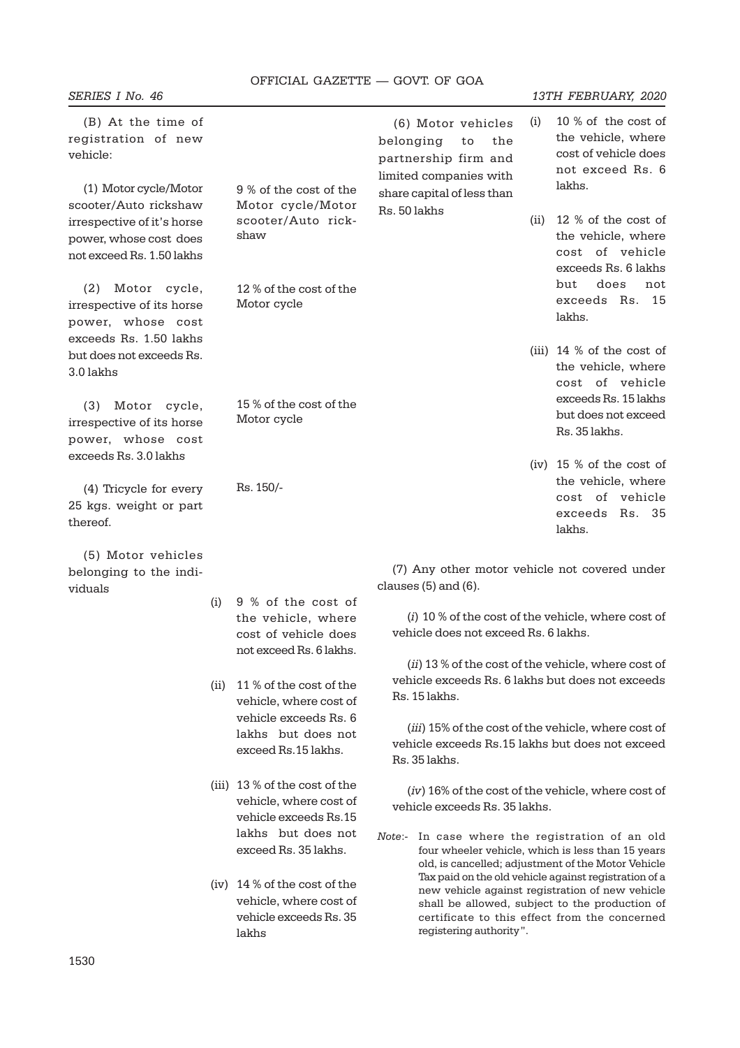(B) At the time of registration of new vehicle:

| | | |
|---|---|---|
| (1) Motor cycle/Motor scooter/Auto rickshaw irrespective of it's horse power, whose cost does not exceed Rs. 1.50 lakhs | | 9 % of the cost of the Motor cycle/Motor scooter/Auto rickshaw |
| (2) Motor cycle, irrespective of its horse power, whose cost exceeds Rs. 1.50 lakhs but does not exceeds Rs. 3.0 lakhs | | 12 % of the cost of the Motor cycle |
| (3) Motor cycle, irrespective of its horse power, whose cost exceeds Rs. 3.0 lakhs | | 15 % of the cost of the Motor cycle |
| (4) Tricycle for every 25 kgs. weight or part thereof. | | Rs. 150/- |
| (5) Motor vehicles belonging to the individuals | (i) | 9 % of the cost of the vehicle, where cost of vehicle does not exceed Rs. 6 lakhs. |
| | (ii) | 11 % of the cost of the vehicle, where cost of vehicle exceeds Rs. 6 lakhs but does not exceed Rs.15 lakhs. |
| | (iii) | 13 % of the cost of the vehicle, where cost of vehicle exceeds Rs.15 lakhs but does not exceed Rs. 35 lakhs. |
| | (iv) | 14 % of the cost of the vehicle, where cost of vehicle exceeds Rs. 35 lakhs |
| (6) Motor vehicles belonging to the partnership firm and limited companies with share capital of less than Rs. 50 lakhs | (i) | 10 % of the cost of the vehicle, where cost of vehicle does not exceed Rs. 6 lakhs. |
| | (ii) | 12 % of the cost of the vehicle, where cost of vehicle exceeds Rs. 6 lakhs but does not exceeds Rs. 15 lakhs. |
| | (iii) | 14 % of the cost of the vehicle, where cost of vehicle exceeds Rs. 15 lakhs but does not exceed Rs. 35 lakhs. |
| | (iv) | 15 % of the cost of the vehicle, where cost of vehicle exceeds Rs. 35 lakhs. |

(7) Any other motor vehicle not covered under clauses (5) and (6).

(*i*) 10 % of the cost of the vehicle, where cost of vehicle does not exceed Rs. 6 lakhs.

(*ii*) 13 % of the cost of the vehicle, where cost of vehicle exceeds Rs. 6 lakhs but does not exceeds Rs. 15 lakhs.

(*iii*) 15% of the cost of the vehicle, where cost of vehicle exceeds Rs.15 lakhs but does not exceed Rs. 35 lakhs.

(*iv*) 16% of the cost of the vehicle, where cost of vehicle exceeds Rs. 35 lakhs.

*Note*:- In case where the registration of an old four wheeler vehicle, which is less than 15 years old, is cancelled; adjustment of the Motor Vehicle Tax paid on the old vehicle against registration of a new vehicle against registration of new vehicle shall be allowed, subject to the production of certificate to this effect from the concerned registering authority".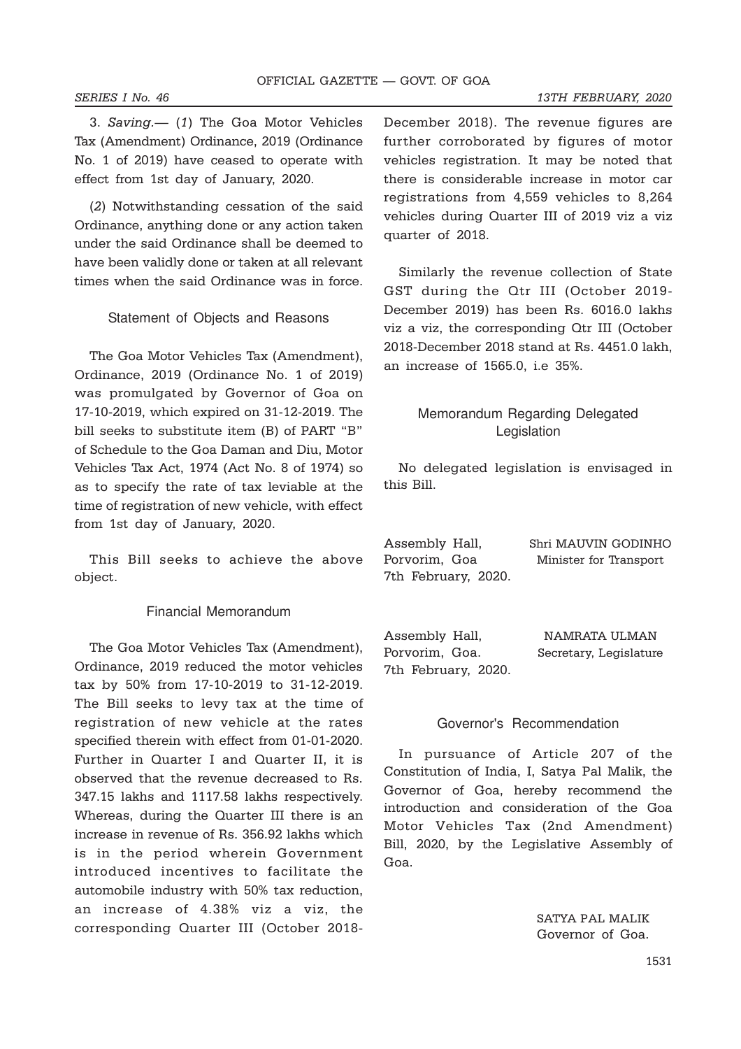3. *Saving*.— (*1*) The Goa Motor Vehicles Tax (Amendment) Ordinance, 2019 (Ordinance No. 1 of 2019) have ceased to operate with effect from 1st day of January, 2020.

(*2*) Notwithstanding cessation of the said Ordinance, anything done or any action taken under the said Ordinance shall be deemed to have been validly done or taken at all relevant times when the said Ordinance was in force.

## Statement of Objects and Reasons

The Goa Motor Vehicles Tax (Amendment), Ordinance, 2019 (Ordinance No. 1 of 2019) was promulgated by Governor of Goa on 17-10-2019, which expired on 31-12-2019. The bill seeks to substitute item (B) of PART "B" of Schedule to the Goa Daman and Diu, Motor Vehicles Tax Act, 1974 (Act No. 8 of 1974) so as to specify the rate of tax leviable at the time of registration of new vehicle, with effect from 1st day of January, 2020.

This Bill seeks to achieve the above object.

## Financial Memorandum

The Goa Motor Vehicles Tax (Amendment), Ordinance, 2019 reduced the motor vehicles tax by 50% from 17-10-2019 to 31-12-2019. The Bill seeks to levy tax at the time of registration of new vehicle at the rates specified therein with effect from 01-01-2020. Further in Quarter I and Quarter II, it is observed that the revenue decreased to Rs. 347.15 lakhs and 1117.58 lakhs respectively. Whereas, during the Quarter III there is an increase in revenue of Rs. 356.92 lakhs which is in the period wherein Government introduced incentives to facilitate the automobile industry with 50% tax reduction, an increase of 4.38% viz a viz, the corresponding Quarter III (October 2018-December 2018). The revenue figures are further corroborated by figures of motor vehicles registration. It may be noted that there is considerable increase in motor car registrations from 4,559 vehicles to 8,264 vehicles during Quarter III of 2019 viz a viz quarter of 2018.

Similarly the revenue collection of State GST during the Qtr III (October 2019-December 2019) has been Rs. 6016.0 lakhs viz a viz, the corresponding Qtr III (October 2018-December 2018 stand at Rs. 4451.0 lakh, an increase of 1565.0, i.e 35%.

## Memorandum Regarding Delegated Legislation

No delegated legislation is envisaged in this Bill.

Assembly Hall,
Porvorim, Goa
7th February, 2020.

Shri MAUVIN GODINHO
Minister for Transport

Assembly Hall,
Porvorim, Goa.
7th February, 2020.

NAMRATA ULMAN
Secretary, Legislature

## Governor's Recommendation

In pursuance of Article 207 of the Constitution of India, I, Satya Pal Malik, the Governor of Goa, hereby recommend the introduction and consideration of the Goa Motor Vehicles Tax (2nd Amendment) Bill, 2020, by the Legislative Assembly of Goa.

SATYA PAL MALIK
Governor of Goa.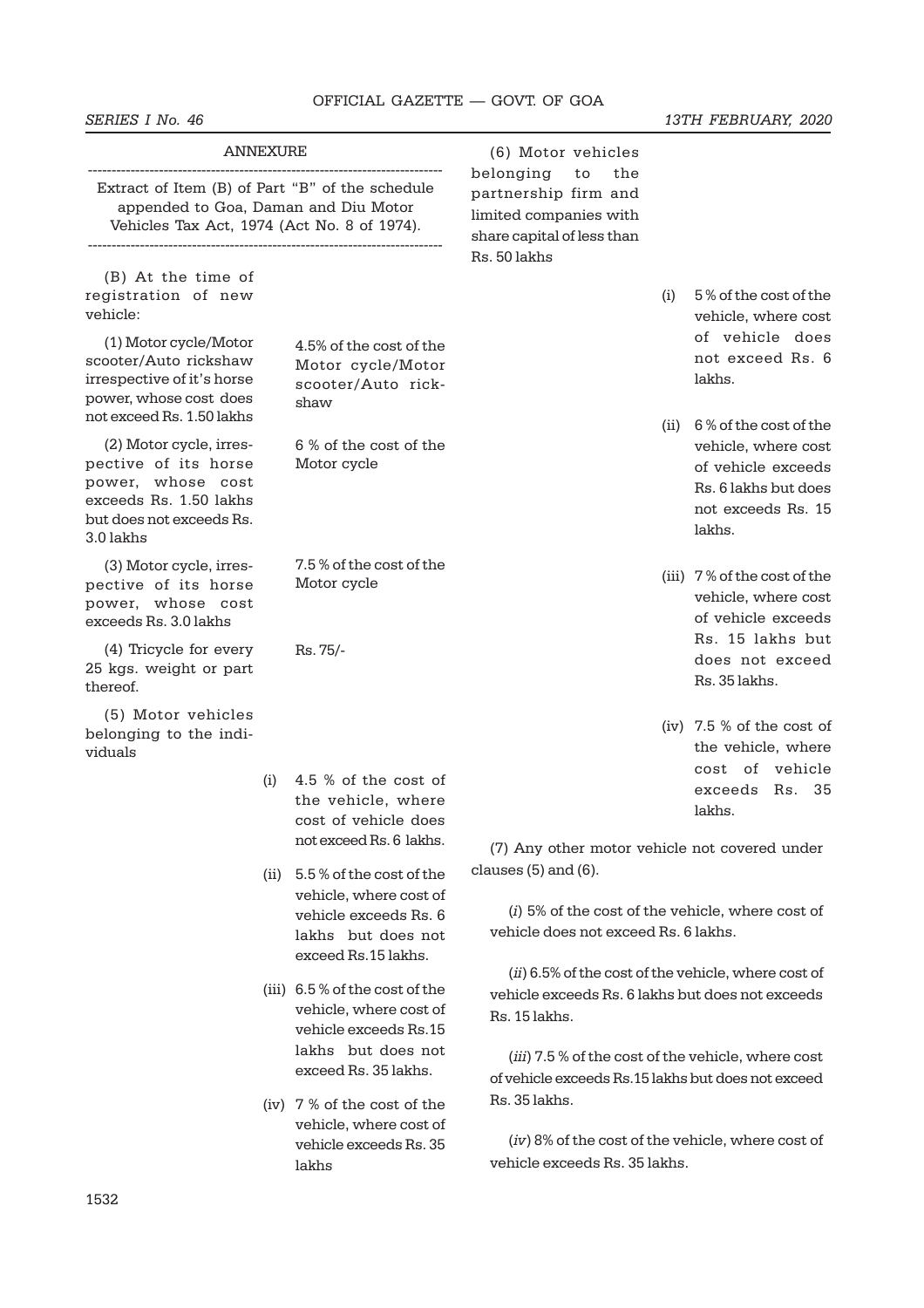ANNEXURE

Extract of Item (B) of Part "B" of the schedule appended to Goa, Daman and Diu Motor Vehicles Tax Act, 1974 (Act No. 8 of 1974).

(B) At the time of registration of new vehicle:

| | |
|---|---|
| (1) Motor cycle/Motor scooter/Auto rickshaw irrespective of it's horse power, whose cost does not exceed Rs. 1.50 lakhs | 4.5% of the cost of the Motor cycle/Motor scooter/Auto rickshaw |
| (2) Motor cycle, irrespective of its horse power, whose cost exceeds Rs. 1.50 lakhs but does not exceeds Rs. 3.0 lakhs | 6 % of the cost of the Motor cycle |
| (3) Motor cycle, irrespective of its horse power, whose cost exceeds Rs. 3.0 lakhs | 7.5 % of the cost of the Motor cycle |
| (4) Tricycle for every 25 kgs. weight or part thereof. | Rs. 75/- |

(5) Motor vehicles belonging to the individuals

(i) 4.5 % of the cost of the vehicle, where cost of vehicle does not exceed Rs. 6 lakhs.

(ii) 5.5 % of the cost of the vehicle, where cost of vehicle exceeds Rs. 6 lakhs but does not exceed Rs.15 lakhs.

(iii) 6.5 % of the cost of the vehicle, where cost of vehicle exceeds Rs.15 lakhs but does not exceed Rs. 35 lakhs.

(iv) 7 % of the cost of the vehicle, where cost of vehicle exceeds Rs. 35 lakhs

(6) Motor vehicles belonging to the partnership firm and limited companies with share capital of less than Rs. 50 lakhs

(i) 5 % of the cost of the vehicle, where cost of vehicle does not exceed Rs. 6 lakhs.

(ii) 6 % of the cost of the vehicle, where cost of vehicle exceeds Rs. 6 lakhs but does not exceeds Rs. 15 lakhs.

(iii) 7 % of the cost of the vehicle, where cost of vehicle exceeds Rs. 15 lakhs but does not exceed Rs. 35 lakhs.

(iv) 7.5 % of the cost of the vehicle, where cost of vehicle exceeds Rs. 35 lakhs.

(7) Any other motor vehicle not covered under clauses (5) and (6).

(*i*) 5% of the cost of the vehicle, where cost of vehicle does not exceed Rs. 6 lakhs.

(*ii*) 6.5% of the cost of the vehicle, where cost of vehicle exceeds Rs. 6 lakhs but does not exceeds Rs. 15 lakhs.

(*iii*) 7.5 % of the cost of the vehicle, where cost of vehicle exceeds Rs.15 lakhs but does not exceed Rs. 35 lakhs.

(*iv*) 8% of the cost of the vehicle, where cost of vehicle exceeds Rs. 35 lakhs.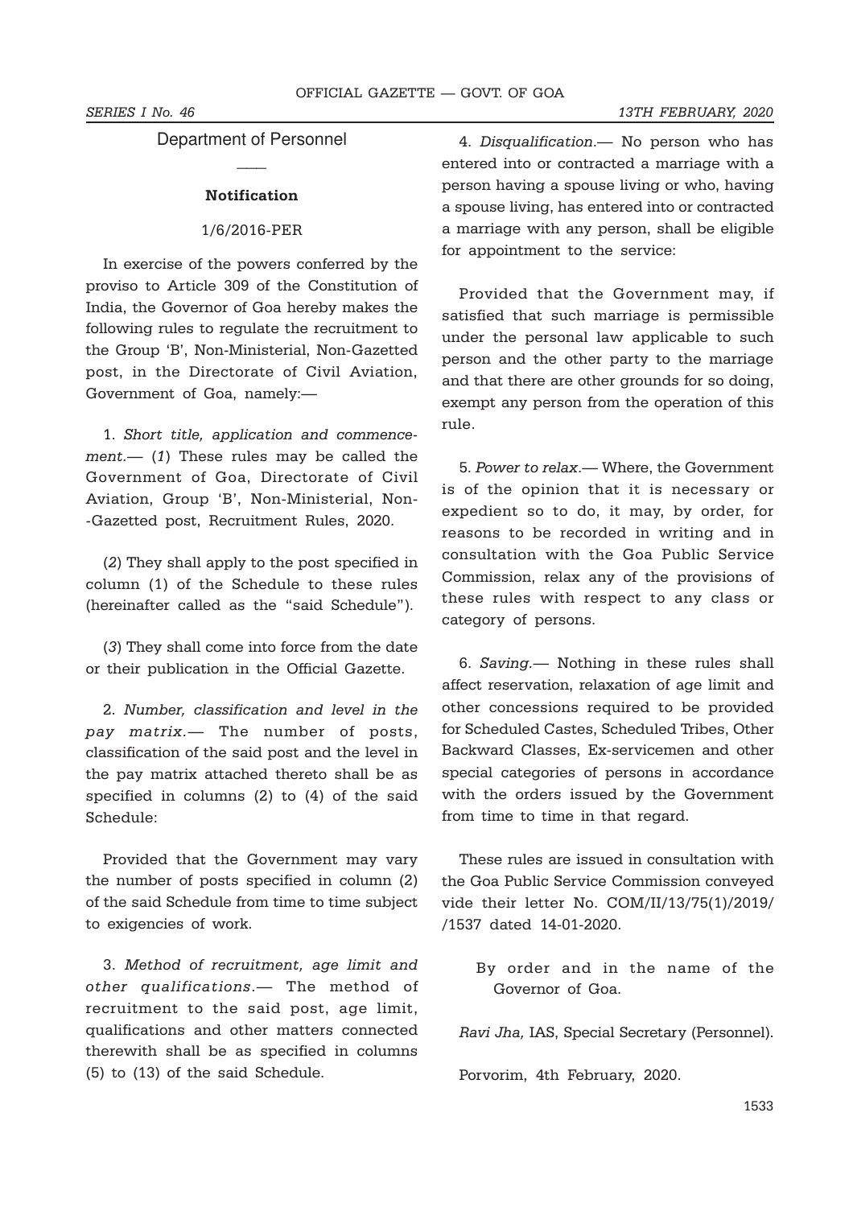## Department of Personnel

### Notification

1/6/2016-PER

In exercise of the powers conferred by the proviso to Article 309 of the Constitution of India, the Governor of Goa hereby makes the following rules to regulate the recruitment to the Group 'B', Non-Ministerial, Non-Gazetted post, in the Directorate of Civil Aviation, Government of Goa, namely:—

1. *Short title, application and commencement.*— (*1*) These rules may be called the Government of Goa, Directorate of Civil Aviation, Group 'B', Non-Ministerial, Non--Gazetted post, Recruitment Rules, 2020.

(*2*) They shall apply to the post specified in column (1) of the Schedule to these rules (hereinafter called as the "said Schedule").

(*3*) They shall come into force from the date or their publication in the Official Gazette.

2. *Number, classification and level in the pay matrix.*— The number of posts, classification of the said post and the level in the pay matrix attached thereto shall be as specified in columns (2) to (4) of the said Schedule:

Provided that the Government may vary the number of posts specified in column (2) of the said Schedule from time to time subject to exigencies of work.

3. *Method of recruitment, age limit and other qualifications*.— The method of recruitment to the said post, age limit, qualifications and other matters connected therewith shall be as specified in columns (5) to (13) of the said Schedule.

4. *Disqualification*.— No person who has entered into or contracted a marriage with a person having a spouse living or who, having a spouse living, has entered into or contracted a marriage with any person, shall be eligible for appointment to the service:

Provided that the Government may, if satisfied that such marriage is permissible under the personal law applicable to such person and the other party to the marriage and that there are other grounds for so doing, exempt any person from the operation of this rule.

5. *Power to relax*.— Where, the Government is of the opinion that it is necessary or expedient so to do, it may, by order, for reasons to be recorded in writing and in consultation with the Goa Public Service Commission, relax any of the provisions of these rules with respect to any class or category of persons.

6. *Saving*.— Nothing in these rules shall affect reservation, relaxation of age limit and other concessions required to be provided for Scheduled Castes, Scheduled Tribes, Other Backward Classes, Ex-servicemen and other special categories of persons in accordance with the orders issued by the Government from time to time in that regard.

These rules are issued in consultation with the Goa Public Service Commission conveyed vide their letter No. COM/II/13/75(1)/2019/ /1537 dated 14-01-2020.

By order and in the name of the Governor of Goa.

*Ravi Jha,* IAS, Special Secretary (Personnel).

Porvorim, 4th February, 2020.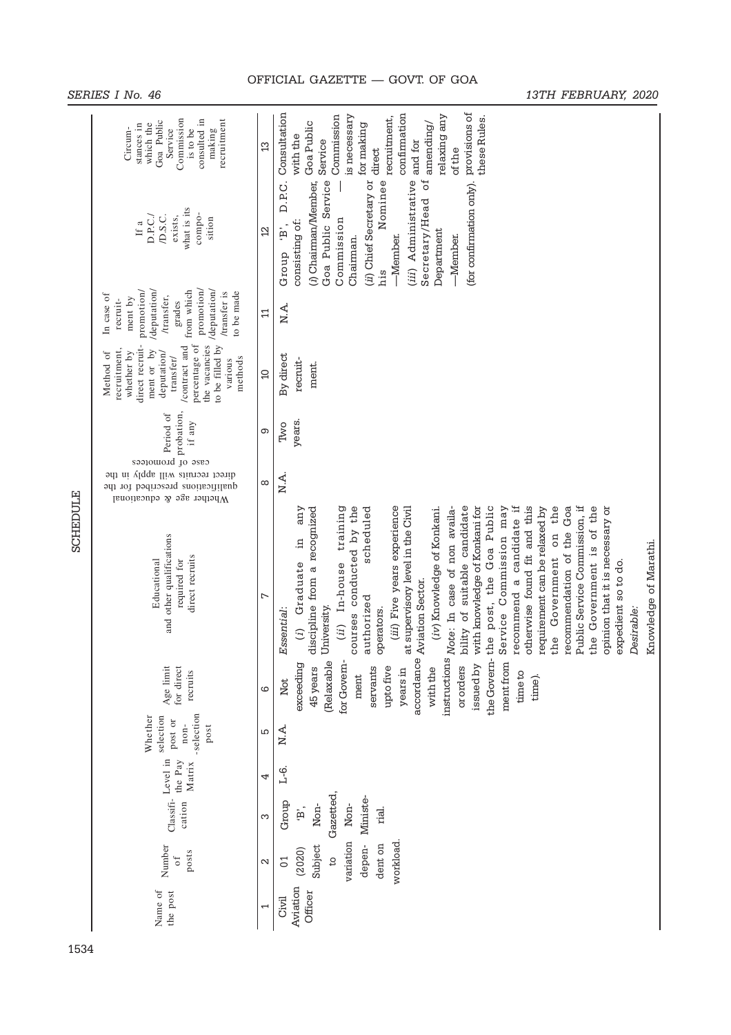# SCHEDULE

| Name of the post | Number of posts | Classification | Level in the Pay Matrix | Whether selection post or non-selection post | Age limit for direct recruits | Educational and other qualifications required for direct recruits | Whether age & educational qualifications prescribed for the direct recruits will apply in the case of promotees | Period of probation, if any | Method of recruitment, whether by direct recruitment or by deputation/transfer/contract and percentage of the vacancies to be filled by various methods | In case of recruitment by promotion/deputation/transfer, grades from which promotion/deputation/transfer is to be made | If a D.P.C./D.S.C. exists, what is its composition | Circumstances in which the Goa Public Service Commission is to be consulted in making recruitment |
|---|---|---|---|---|---|---|---|---|---|---|---|---|
| 1 | 2 | 3 | 4 | 5 | 6 | 7 | 8 | 9 | 10 | 11 | 12 | 13 |
| Civil Aviation Officer | 01 (2020) Subject to variation dependent on workload. | Group 'B', Non-Gazetted, Non-Ministerial. | L-6. | N.A. | Not exceeding 45 years (Relaxable for Government servants upto five years in accordance with the instructions or orders issued by the Government from time to time). | *Essential:* (i) Graduate in any discipline from a recognized University. (ii) In-house training courses conducted by the authorized scheduled operators. (iii) Five years experience at supervisory level in the Civil Aviation Sector. (iv) Knowledge of Konkani. *Note:* In case of non availability of suitable candidate with knowledge of Konkani for the post, the Goa Public Service Commission may recommend a candidate if otherwise found fit and this requirement can be relaxed by the Government on the recommendation of the Goa Public Service Commission, if the Government is of the opinion that it is necessary or expedient so to do. *Desirable:* Knowledge of Marathi. | N.A. | Two years. | By direct recruitment. | N.A. | Group 'B', D.P.C. consisting of: (i) Chairman/Member, Goa Public Service Commission — Chairman. (ii) Chief Secretary or his Nominee —Member. (iii) Administrative Secretary/Head of Department —Member. (for confirmation only). | Consultation with the Goa Public Service Commission is necessary for making direct recruitment, confirmation and for amending/relaxing any of the provisions of these Rules. |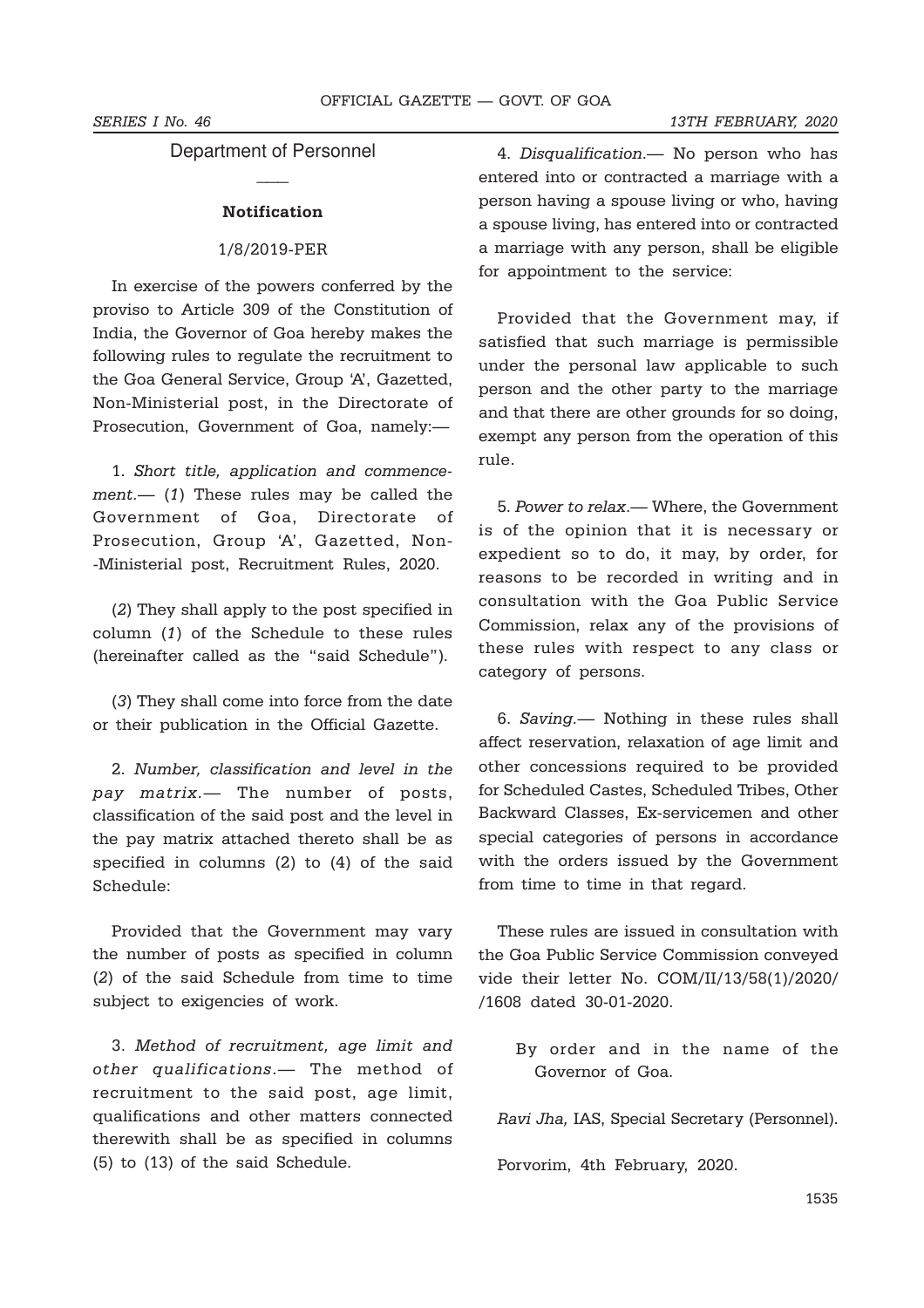## Department of Personnel

### Notification

1/8/2019-PER

In exercise of the powers conferred by the proviso to Article 309 of the Constitution of India, the Governor of Goa hereby makes the following rules to regulate the recruitment to the Goa General Service, Group 'A', Gazetted, Non-Ministerial post, in the Directorate of Prosecution, Government of Goa, namely:—

1. *Short title, application and commencement.*— (*1*) These rules may be called the Government of Goa, Directorate of Prosecution, Group 'A', Gazetted, Non--Ministerial post, Recruitment Rules, 2020.

(*2*) They shall apply to the post specified in column (*1*) of the Schedule to these rules (hereinafter called as the "said Schedule").

(*3*) They shall come into force from the date or their publication in the Official Gazette.

2. *Number, classification and level in the pay matrix.*— The number of posts, classification of the said post and the level in the pay matrix attached thereto shall be as specified in columns (2) to (4) of the said Schedule:

Provided that the Government may vary the number of posts as specified in column (*2*) of the said Schedule from time to time subject to exigencies of work.

3. *Method of recruitment, age limit and other qualifications*.— The method of recruitment to the said post, age limit, qualifications and other matters connected therewith shall be as specified in columns (5) to (13) of the said Schedule.

4. *Disqualification*.— No person who has entered into or contracted a marriage with a person having a spouse living or who, having a spouse living, has entered into or contracted a marriage with any person, shall be eligible for appointment to the service:

Provided that the Government may, if satisfied that such marriage is permissible under the personal law applicable to such person and the other party to the marriage and that there are other grounds for so doing, exempt any person from the operation of this rule.

5. *Power to relax*.— Where, the Government is of the opinion that it is necessary or expedient so to do, it may, by order, for reasons to be recorded in writing and in consultation with the Goa Public Service Commission, relax any of the provisions of these rules with respect to any class or category of persons.

6. *Saving*.— Nothing in these rules shall affect reservation, relaxation of age limit and other concessions required to be provided for Scheduled Castes, Scheduled Tribes, Other Backward Classes, Ex-servicemen and other special categories of persons in accordance with the orders issued by the Government from time to time in that regard.

These rules are issued in consultation with the Goa Public Service Commission conveyed vide their letter No. COM/II/13/58(1)/2020/ /1608 dated 30-01-2020.

By order and in the name of the Governor of Goa.

*Ravi Jha,* IAS, Special Secretary (Personnel).

Porvorim, 4th February, 2020.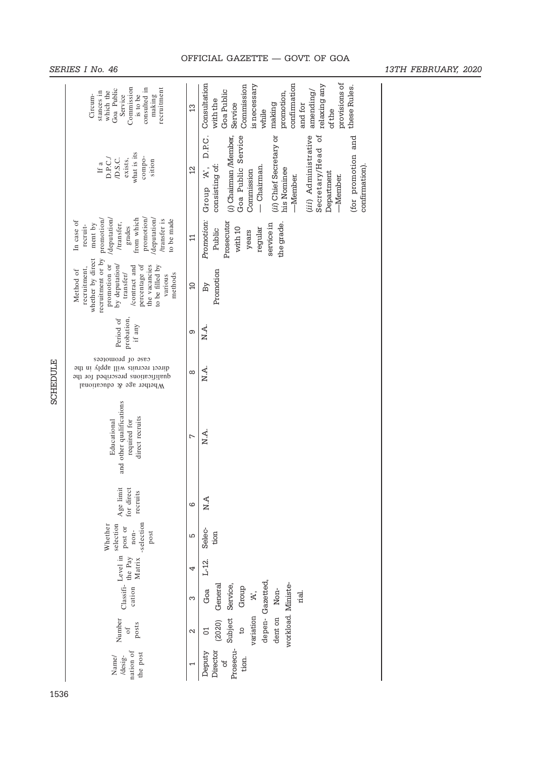## SCHEDULE

| Name/ /designation of the post | Number of posts | Classification | Level in the Pay Matrix | Whether selection post or non-selection post | Age limit for direct recruits | Educational and other qualifications required for direct recruits | Whether age & educational qualifications prescribed for the direct recruits will apply in the case of promotees | Period of probation, if any | Method of recruitment, whether by direct recruitment or by promotion or by deputation/ transfer/ /contract and percentage of the vacancies to be filled by various methods | In case of recruitment by promotion/ /deputation/ /transfer, grades from which promotion/ /deputation/ /transfer is to be made | If a D.P.C./ /D.S.C. exists, what is its composition | Circumstances in which the Goa Public Service Commission is to be consulted in making recruitment |
|---|---|---|---|---|---|---|---|---|---|---|---|---|
| 1 | 2 | 3 | 4 | 5 | 6 | 7 | 8 | 9 | 10 | 11 | 12 | 13 |
| Deputy Director of Prosecution. | 01 (2020) Subject to variation dependent on workload. | Goa General Service, Group 'A', Gazetted, Non-Ministerial. | L-12. | Selection | N.A | N.A. | N.A. | N.A. | By Promotion | *Promotion:* Public Prosecutor with 10 years regular service in the grade. | Group 'A', D.P.C. consisting of: (*i*) Chairman /Member, Goa Public Service Commission — Chairman. (*ii*) Chief Secretary or his Nominee —Member. (*iii*) Administrative Secretary/Head of Department —Member. (for promotion and confirmation). | Consultation with the Goa Public Service Commission is necessary while making promotion, confirmation and for amending/ relaxing any of the provisions of these Rules. |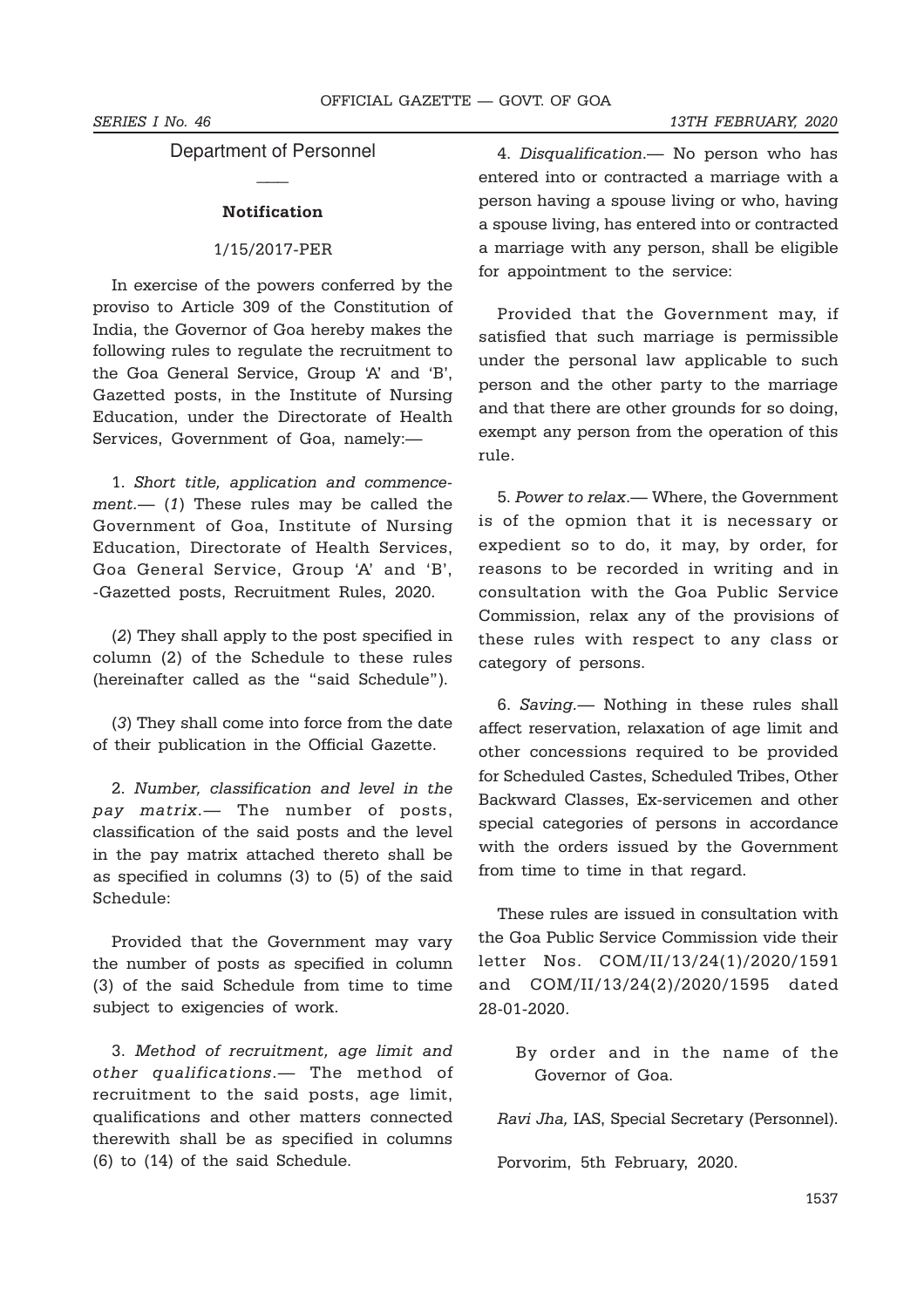## Department of Personnel

### Notification

1/15/2017-PER

In exercise of the powers conferred by the proviso to Article 309 of the Constitution of India, the Governor of Goa hereby makes the following rules to regulate the recruitment to the Goa General Service, Group 'A' and 'B', Gazetted posts, in the Institute of Nursing Education, under the Directorate of Health Services, Government of Goa, namely:—

1. *Short title, application and commencement*.— (*1*) These rules may be called the Government of Goa, Institute of Nursing Education, Directorate of Health Services, Goa General Service, Group 'A' and 'B', -Gazetted posts, Recruitment Rules, 2020.

(*2*) They shall apply to the post specified in column (2) of the Schedule to these rules (hereinafter called as the "said Schedule").

(*3*) They shall come into force from the date of their publication in the Official Gazette.

2. *Number, classification and level in the pay matrix.*— The number of posts, classification of the said posts and the level in the pay matrix attached thereto shall be as specified in columns (3) to (5) of the said Schedule:

Provided that the Government may vary the number of posts as specified in column (3) of the said Schedule from time to time subject to exigencies of work.

3. *Method of recruitment, age limit and other qualifications*.— The method of recruitment to the said posts, age limit, qualifications and other matters connected therewith shall be as specified in columns (6) to (14) of the said Schedule.

4. *Disqualification*.— No person who has entered into or contracted a marriage with a person having a spouse living or who, having a spouse living, has entered into or contracted a marriage with any person, shall be eligible for appointment to the service:

Provided that the Government may, if satisfied that such marriage is permissible under the personal law applicable to such person and the other party to the marriage and that there are other grounds for so doing, exempt any person from the operation of this rule.

5. *Power to relax*.— Where, the Government is of the opmion that it is necessary or expedient so to do, it may, by order, for reasons to be recorded in writing and in consultation with the Goa Public Service Commission, relax any of the provisions of these rules with respect to any class or category of persons.

6. *Saving.*— Nothing in these rules shall affect reservation, relaxation of age limit and other concessions required to be provided for Scheduled Castes, Scheduled Tribes, Other Backward Classes, Ex-servicemen and other special categories of persons in accordance with the orders issued by the Government from time to time in that regard.

These rules are issued in consultation with the Goa Public Service Commission vide their letter Nos. COM/II/13/24(1)/2020/1591 and COM/II/13/24(2)/2020/1595 dated 28-01-2020.

By order and in the name of the Governor of Goa.

*Ravi Jha,* IAS, Special Secretary (Personnel).

Porvorim, 5th February, 2020.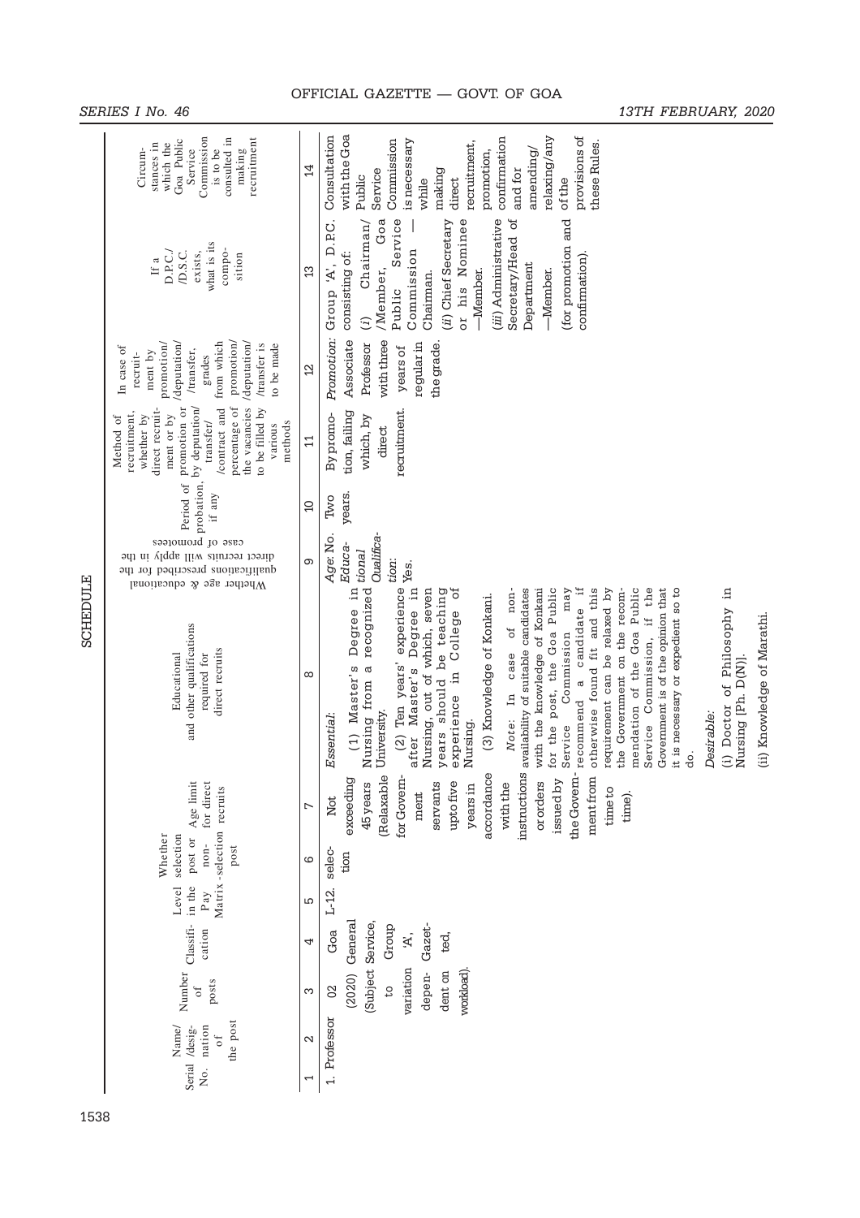# SCHEDULE

| Serial No. | Name/designation of the post | Number of posts | Classification | Level in the Pay Matrix | Whether selection post or non-selection post | Age limit for direct recruits | Educational and other qualifications required for direct recruits | Whether age & educational qualifications prescribed for the direct recruits will apply in the case of promotees | Period of probation, if any | Method of recruitment, whether by direct recruitment or by promotion or by deputation/transfer/contract and percentage of the vacancies to be filled by various methods | In case of recruitment by promotion/deputation/transfer, grades from which promotion/deputation/transfer is to be made | If a D.P.C./D.S.C. exists, what is its composition | Circumstances in which the Goa Public Service Commission is to be consulted in making recruitment |
|---|---|---|---|---|---|---|---|---|---|---|---|---|---|
| 1 | 2 | 3 | 4 | 5 | 6 | 7 | 8 | 9 | 10 | 11 | 12 | 13 | 14 |
| 1. | Professor | 02 (2020) (Subject to variation dependent on workload). | Goa General Service, Group 'A', Gazetted, | L-12. | selection | Not exceeding 45 years (Relaxable for Government servants upto five years in accordance with the instructions or orders issued by the Government from time to time). | *Essential*: (1) Master's Degree in Nursing from a recognized University. (2) Ten years' experience after Master's Degree in Nursing, out of which, seven years should be teaching experience in College of Nursing. (3) Knowledge of Konkani. *Note*: In case of non-availability of suitable candidates with the knowledge of Konkani for the post, the Goa Public Service Commission may recommend a candidate if otherwise found fit and this requirement can be relaxed by the Government on the recommendation of the Goa Public Service Commission, if the Government is of the opinion that it is necessary or expedient so to do. *Desirable*: (i) Doctor of Philosophy in Nursing [Ph. D(N)]. (ii) Knowledge of Marathi. | *Age*: No. *Educational Qualification*: Yes. | Two years. | By promotion, failing which, by direct recruitment. | *Promotion*: Associate Professor with three years of regular in the grade. | Group 'A', D.P.C. consisting of: (*i*) Chairman/ /Member, Goa Public Service Commission — Chairman. (*ii*) Chief Secretary or his Nominee —Member. (*iii*) Administrative Secretary/Head of Department —Member. (for promotion and confirmation). | Consultation with the Goa Public Service Commission is necessary while making direct recruitment, promotion, confirmation and for amending/ relaxing/any of the provisions of these Rules. |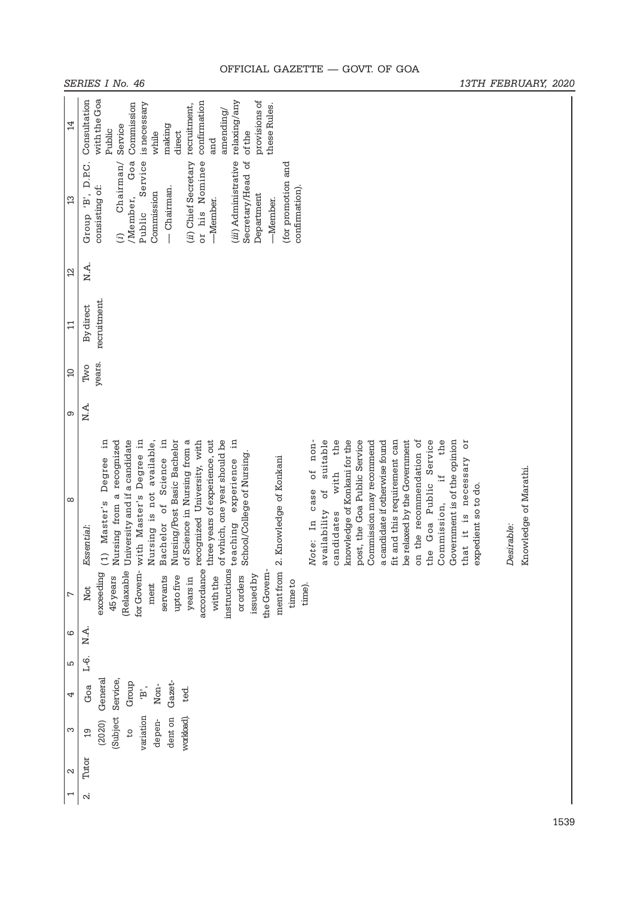| 1 | 2 | 3 | 4 | 5 | 6 | 7 | 8 | 9 | 10 | 11 | 12 | 13 | 14 |
|---|---|---|---|---|---|---|---|---|---|---|---|---|---|
| 2. | Tutor | 19 (2020) (Subject to variation dependent on workload). | Goa General Service, Group 'B', Non-Gazetted. | L-6. | N.A. | Not exceeding 45 years (Relaxable for Government servants upto five years in accordance with the instructions or orders issued by the Government from time to time). | *Essential:* (1) Master's Degree in Nursing from a recognized University and if a candidate with Master's Degree in Nursing is not available, Bachelor of Science in Nursing/Post Basic Bachelor of Science in Nursing from a recognized University, with three years of experience, out of which, one year should be of teaching experience in School/College of Nursing. 2. Knowledge of Konkani *Note*: In case of non-availability of suitable candidates with the knowledge of Konkani for the post, the Goa Public Service Commission may recommend a candidate if otherwise found fit and this requirement can be relaxed by the Government on the recommendation of the Goa Public Service Commission, if the Government is of the opinion that it is necessary or expedient so to do. *Desirable:* Knowledge of Marathi. | N.A. | Two years. | By direct recruitment. | N.A. | Group 'B', D.P.C. consisting of: (*i*) Chairman/ /Member, Goa Public Service Commission — Chairman. (*ii*) Chief Secretary or his Nominee —Member. (*iii*) Administrative Secretary/Head of Department —Member. (for promotion and confirmation). | Consultation with the Goa Public Service Commission is necessary while making direct recruitment, confirmation and amending/ relaxing/any of the provisions of these Rules. |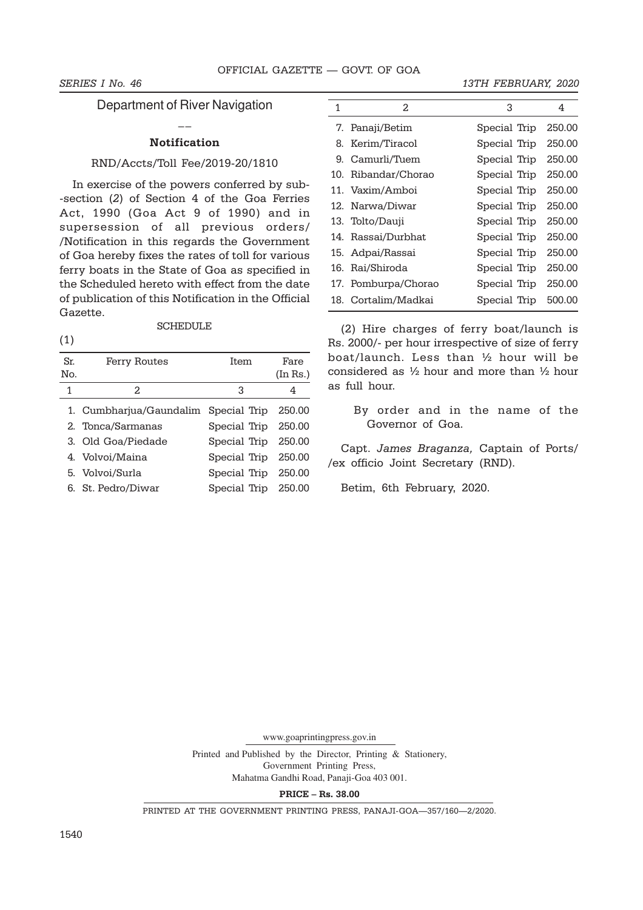## Department of River Navigation

### Notification

RND/Accts/Toll Fee/2019-20/1810

In exercise of the powers conferred by sub--section (*2*) of Section 4 of the Goa Ferries Act, 1990 (Goa Act 9 of 1990) and in supersession of all previous orders/ /Notification in this regards the Government of Goa hereby fixes the rates of toll for various ferry boats in the State of Goa as specified in the Scheduled hereto with effect from the date of publication of this Notification in the Official Gazette.

SCHEDULE

(1)

| Sr. No. | Ferry Routes | Item | Fare (In Rs.) |
|---|---|---|---|
| 1 | 2 | 3 | 4 |
| 1. | Cumbharjua/Gaundalim | Special Trip | 250.00 |
| 2. | Tonca/Sarmanas | Special Trip | 250.00 |
| 3. | Old Goa/Piedade | Special Trip | 250.00 |
| 4. | Volvoi/Maina | Special Trip | 250.00 |
| 5. | Volvoi/Surla | Special Trip | 250.00 |
| 6. | St. Pedro/Diwar | Special Trip | 250.00 |
| 7. | Panaji/Betim | Special Trip | 250.00 |
| 8. | Kerim/Tiracol | Special Trip | 250.00 |
| 9. | Camurli/Tuem | Special Trip | 250.00 |
| 10. | Ribandar/Chorao | Special Trip | 250.00 |
| 11. | Vaxim/Amboi | Special Trip | 250.00 |
| 12. | Narwa/Diwar | Special Trip | 250.00 |
| 13. | Tolto/Dauji | Special Trip | 250.00 |
| 14. | Rassai/Durbhat | Special Trip | 250.00 |
| 15. | Adpai/Rassai | Special Trip | 250.00 |
| 16. | Rai/Shiroda | Special Trip | 250.00 |
| 17. | Pomburpa/Chorao | Special Trip | 250.00 |
| 18. | Cortalim/Madkai | Special Trip | 500.00 |

(2) Hire charges of ferry boat/launch is Rs. 2000/- per hour irrespective of size of ferry boat/launch. Less than ½ hour will be considered as ½ hour and more than ½ hour as full hour.

By order and in the name of the Governor of Goa.

Capt. *James Braganza,* Captain of Ports/ /ex officio Joint Secretary (RND).

Betim, 6th February, 2020.

www.goaprintingpress.gov.in

Printed and Published by the Director, Printing & Stationery, Government Printing Press, Mahatma Gandhi Road, Panaji-Goa 403 001.

**PRICE – Rs. 38.00**

PRINTED AT THE GOVERNMENT PRINTING PRESS, PANAJI-GOA—357/160—2/2020.